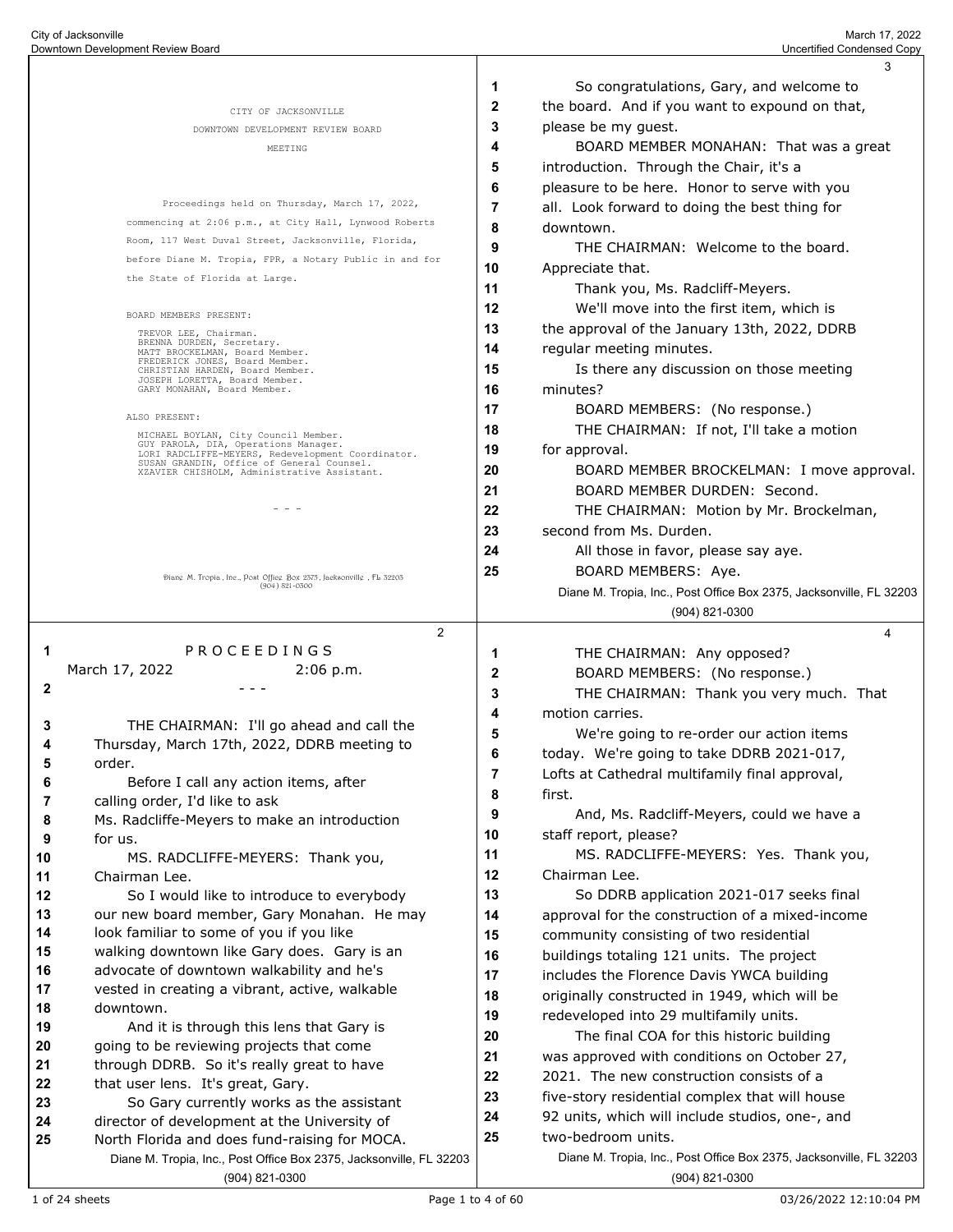CITY OF JACKSONVILLE

DOWNTOWN DEVELOPMENT REVIEW BOARD

MEETING

Proceedings held on Thursday, March 17, 2022, commencing at 2:06 p.m., at City Hall, Lynwood Roberts Room, 117 West Duval Street, Jacksonville, Florida, before Diane M. Tropia, FPR, a Notary Public in and for the State of Florida at Large.

BOARD MEMBERS PRESENT:

TREVOR LEE, Chairman.
BRENNA DURDEN, Secretary.
MATT BROCKELMAN, Board Member.
FREDERICK JONES, Board Member.
CHRISTIAN HARDEN, Board Member.
JOSEPH LORETTA, Board Member.
GARY MONAHAN, Board Member.

ALSO PRESENT:

MICHAEL BOYLAN, City Council Member.
GUY PAROLA, DIA, Operations Manager.
LORI RADCLIFFE-MEYERS, Redevelopment Coordinator.
SUSAN GRANDIN, Office of General Counsel.
XZAVIER CHISHOLM, Administrative Assistant.

- - -

---

1 P R O C E E D I N G S

March 17, 2022 2:06 p.m.

2 - - -

3 THE CHAIRMAN: I'll go ahead and call the
4 Thursday, March 17th, 2022, DDRB meeting to
5 order.
6 Before I call any action items, after
7 calling order, I'd like to ask
8 Ms. Radcliffe-Meyers to make an introduction
9 for us.
10 MS. RADCLIFFE-MEYERS: Thank you,
11 Chairman Lee.
12 So I would like to introduce to everybody
13 our new board member, Gary Monahan. He may
14 look familiar to some of you if you like
15 walking downtown like Gary does. Gary is an
16 advocate of downtown walkability and he's
17 vested in creating a vibrant, active, walkable
18 downtown.
19 And it is through this lens that Gary is
20 going to be reviewing projects that come
21 through DDRB. So it's really great to have
22 that user lens. It's great, Gary.
23 So Gary currently works as the assistant
24 director of development at the University of
25 North Florida and does fund-raising for MOCA.

---

1 So congratulations, Gary, and welcome to
2 the board. And if you want to expound on that,
3 please be my guest.
4 BOARD MEMBER MONAHAN: That was a great
5 introduction. Through the Chair, it's a
6 pleasure to be here. Honor to serve with you
7 all. Look forward to doing the best thing for
8 downtown.
9 THE CHAIRMAN: Welcome to the board.
10 Appreciate that.
11 Thank you, Ms. Radcliff-Meyers.
12 We'll move into the first item, which is
13 the approval of the January 13th, 2022, DDRB
14 regular meeting minutes.
15 Is there any discussion on those meeting
16 minutes?
17 BOARD MEMBERS: (No response.)
18 THE CHAIRMAN: If not, I'll take a motion
19 for approval.
20 BOARD MEMBER BROCKELMAN: I move approval.
21 BOARD MEMBER DURDEN: Second.
22 THE CHAIRMAN: Motion by Mr. Brockelman,
23 second from Ms. Durden.
24 All those in favor, please say aye.
25 BOARD MEMBERS: Aye.

---

1 THE CHAIRMAN: Any opposed?
2 BOARD MEMBERS: (No response.)
3 THE CHAIRMAN: Thank you very much. That
4 motion carries.
5 We're going to re-order our action items
6 today. We're going to take DDRB 2021-017,
7 Lofts at Cathedral multifamily final approval,
8 first.
9 And, Ms. Radcliff-Meyers, could we have a
10 staff report, please?
11 MS. RADCLIFFE-MEYERS: Yes. Thank you,
12 Chairman Lee.
13 So DDRB application 2021-017 seeks final
14 approval for the construction of a mixed-income
15 community consisting of two residential
16 buildings totaling 121 units. The project
17 includes the Florence Davis YWCA building
18 originally constructed in 1949, which will be
19 redeveloped into 29 multifamily units.
20 The final COA for this historic building
21 was approved with conditions on October 27,
22 2021. The new construction consists of a
23 five-story residential complex that will house
24 92 units, which will include studios, one-, and
25 two-bedroom units.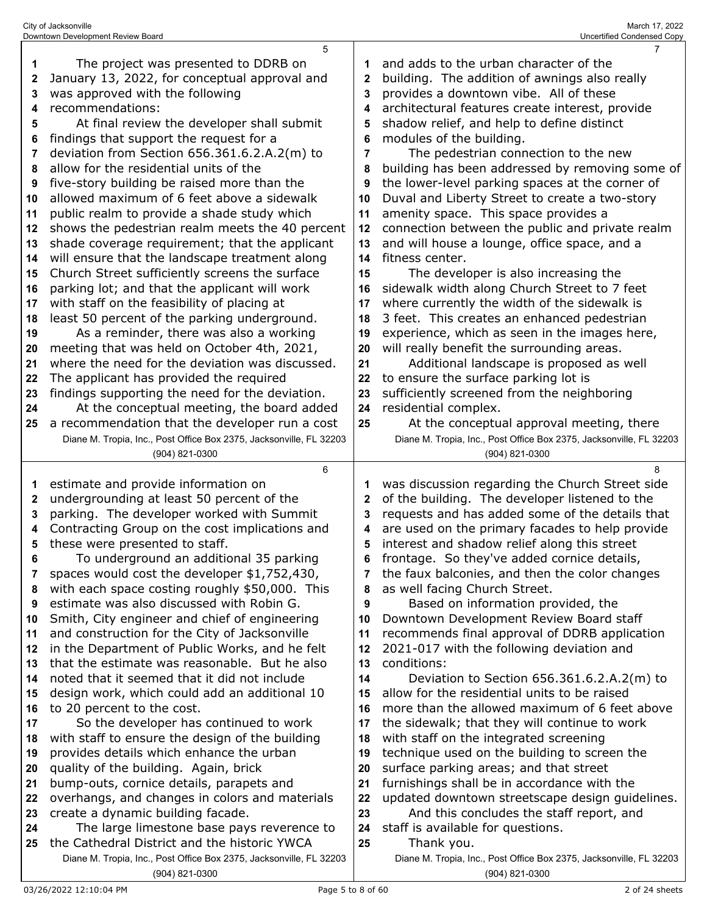The project was presented to DDRB on January 13, 2022, for conceptual approval and was approved with the following recommendations:

At final review the developer shall submit findings that support the request for a deviation from Section 656.361.6.2.A.2(m) to allow for the residential units of the five-story building be raised more than the allowed maximum of 6 feet above a sidewalk public realm to provide a shade study which shows the pedestrian realm meets the 40 percent shade coverage requirement; that the applicant will ensure that the landscape treatment along Church Street sufficiently screens the surface parking lot; and that the applicant will work with staff on the feasibility of placing at least 50 percent of the parking underground.

As a reminder, there was also a working meeting that was held on October 4th, 2021, where the need for the deviation was discussed. The applicant has provided the required findings supporting the need for the deviation.

At the conceptual meeting, the board added a recommendation that the developer run a cost estimate and provide information on undergrounding at least 50 percent of the parking. The developer worked with Summit Contracting Group on the cost implications and these were presented to staff.

To underground an additional 35 parking spaces would cost the developer $1,752,430, with each space costing roughly $50,000. This estimate was also discussed with Robin G. Smith, City engineer and chief of engineering and construction for the City of Jacksonville in the Department of Public Works, and he felt that the estimate was reasonable. But he also noted that it seemed that it did not include design work, which could add an additional 10 to 20 percent to the cost.

So the developer has continued to work with staff to ensure the design of the building provides details which enhance the urban quality of the building. Again, brick bump-outs, cornice details, parapets and overhangs, and changes in colors and materials create a dynamic building facade.

The large limestone base pays reverence to the Cathedral District and the historic YWCA and adds to the urban character of the building. The addition of awnings also really provides a downtown vibe. All of these architectural features create interest, provide shadow relief, and help to define distinct modules of the building.

The pedestrian connection to the new building has been addressed by removing some of the lower-level parking spaces at the corner of Duval and Liberty Street to create a two-story amenity space. This space provides a connection between the public and private realm and will house a lounge, office space, and a fitness center.

The developer is also increasing the sidewalk width along Church Street to 7 feet where currently the width of the sidewalk is 3 feet. This creates an enhanced pedestrian experience, which as seen in the images here, will really benefit the surrounding areas.

Additional landscape is proposed as well to ensure the surface parking lot is sufficiently screened from the neighboring residential complex.

At the conceptual approval meeting, there was discussion regarding the Church Street side of the building. The developer listened to the requests and has added some of the details that are used on the primary facades to help provide interest and shadow relief along this street frontage. So they've added cornice details, the faux balconies, and then the color changes as well facing Church Street.

Based on information provided, the Downtown Development Review Board staff recommends final approval of DDRB application 2021-017 with the following deviation and conditions:

Deviation to Section 656.361.6.2.A.2(m) to allow for the residential units to be raised more than the allowed maximum of 6 feet above the sidewalk; that they will continue to work with staff on the integrated screening technique used on the building to screen the surface parking areas; and that street furnishings shall be in accordance with the updated downtown streetscape design guidelines.

And this concludes the staff report, and staff is available for questions.

Thank you.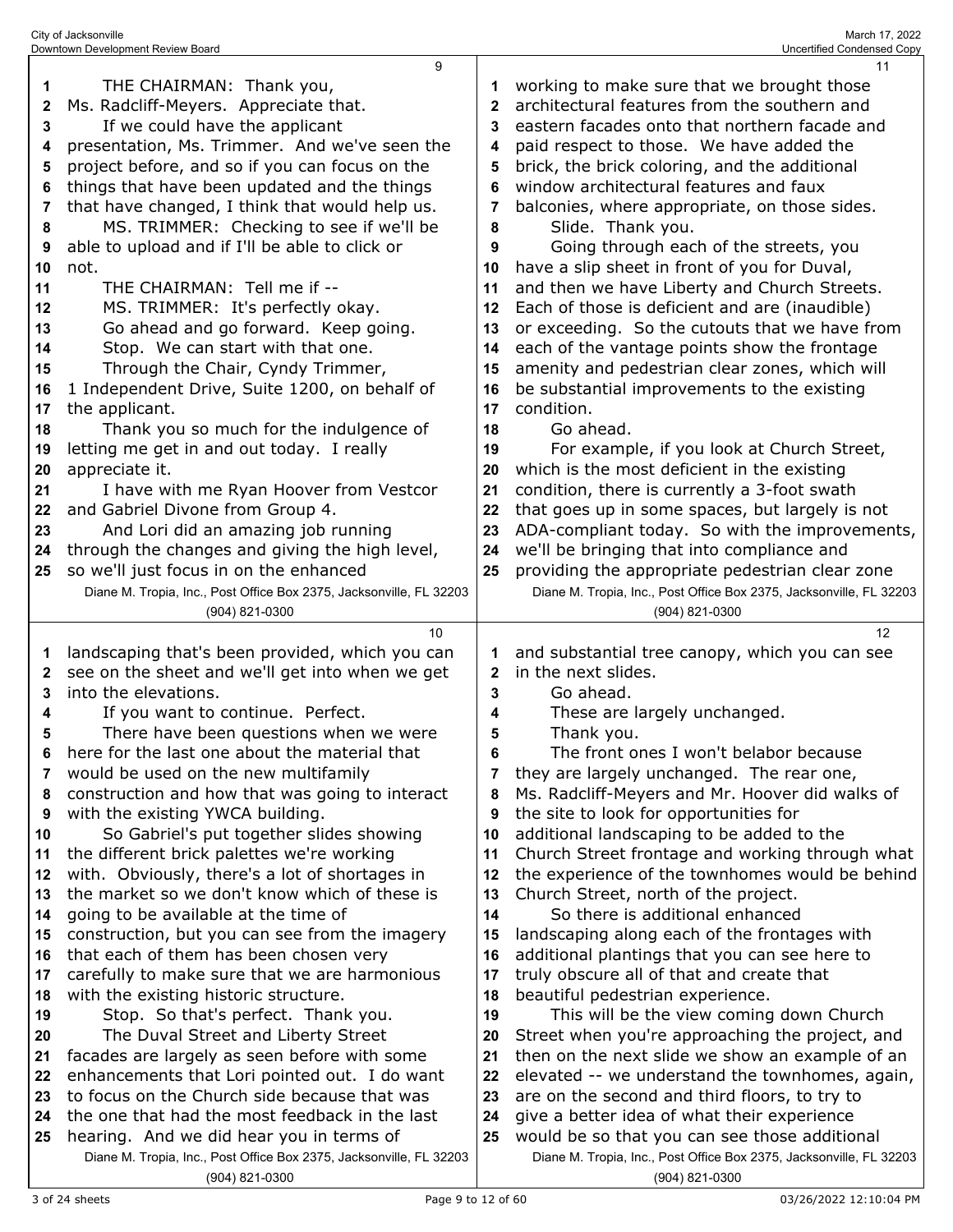THE CHAIRMAN: Thank you, Ms. Radcliff-Meyers. Appreciate that.

If we could have the applicant presentation, Ms. Trimmer. And we've seen the project before, and so if you can focus on the things that have been updated and the things that have changed, I think that would help us.

MS. TRIMMER: Checking to see if we'll be able to upload and if I'll be able to click or not.

THE CHAIRMAN: Tell me if --

MS. TRIMMER: It's perfectly okay.

Go ahead and go forward. Keep going.

Stop. We can start with that one.

Through the Chair, Cyndy Trimmer, 1 Independent Drive, Suite 1200, on behalf of the applicant.

Thank you so much for the indulgence of letting me get in and out today. I really appreciate it.

I have with me Ryan Hoover from Vestcor and Gabriel Divone from Group 4.

And Lori did an amazing job running through the changes and giving the high level, so we'll just focus in on the enhanced landscaping that's been provided, which you can see on the sheet and we'll get into when we get into the elevations.

If you want to continue. Perfect.

There have been questions when we were here for the last one about the material that would be used on the new multifamily construction and how that was going to interact with the existing YWCA building.

So Gabriel's put together slides showing the different brick palettes we're working with. Obviously, there's a lot of shortages in the market so we don't know which of these is going to be available at the time of construction, but you can see from the imagery that each of them has been chosen very carefully to make sure that we are harmonious with the existing historic structure.

Stop. So that's perfect. Thank you.

The Duval Street and Liberty Street facades are largely as seen before with some enhancements that Lori pointed out. I do want to focus on the Church side because that was the one that had the most feedback in the last hearing. And we did hear you in terms of working to make sure that we brought those architectural features from the southern and eastern facades onto that northern facade and paid respect to those. We have added the brick, the brick coloring, and the additional window architectural features and faux balconies, where appropriate, on those sides.

Slide. Thank you.

Going through each of the streets, you have a slip sheet in front of you for Duval, and then we have Liberty and Church Streets. Each of those is deficient and are (inaudible) or exceeding. So the cutouts that we have from each of the vantage points show the frontage amenity and pedestrian clear zones, which will be substantial improvements to the existing condition.

Go ahead.

For example, if you look at Church Street, which is the most deficient in the existing condition, there is currently a 3-foot swath that goes up in some spaces, but largely is not ADA-compliant today. So with the improvements, we'll be bringing that into compliance and providing the appropriate pedestrian clear zone and substantial tree canopy, which you can see in the next slides.

Go ahead.

These are largely unchanged.

Thank you.

The front ones I won't belabor because they are largely unchanged. The rear one, Ms. Radcliff-Meyers and Mr. Hoover did walks of the site to look for opportunities for additional landscaping to be added to the Church Street frontage and working through what the experience of the townhomes would be behind Church Street, north of the project.

So there is additional enhanced landscaping along each of the frontages with additional plantings that you can see here to truly obscure all of that and create that beautiful pedestrian experience.

This will be the view coming down Church Street when you're approaching the project, and then on the next slide we show an example of an elevated -- we understand the townhomes, again, are on the second and third floors, to try to give a better idea of what their experience would be so that you can see those additional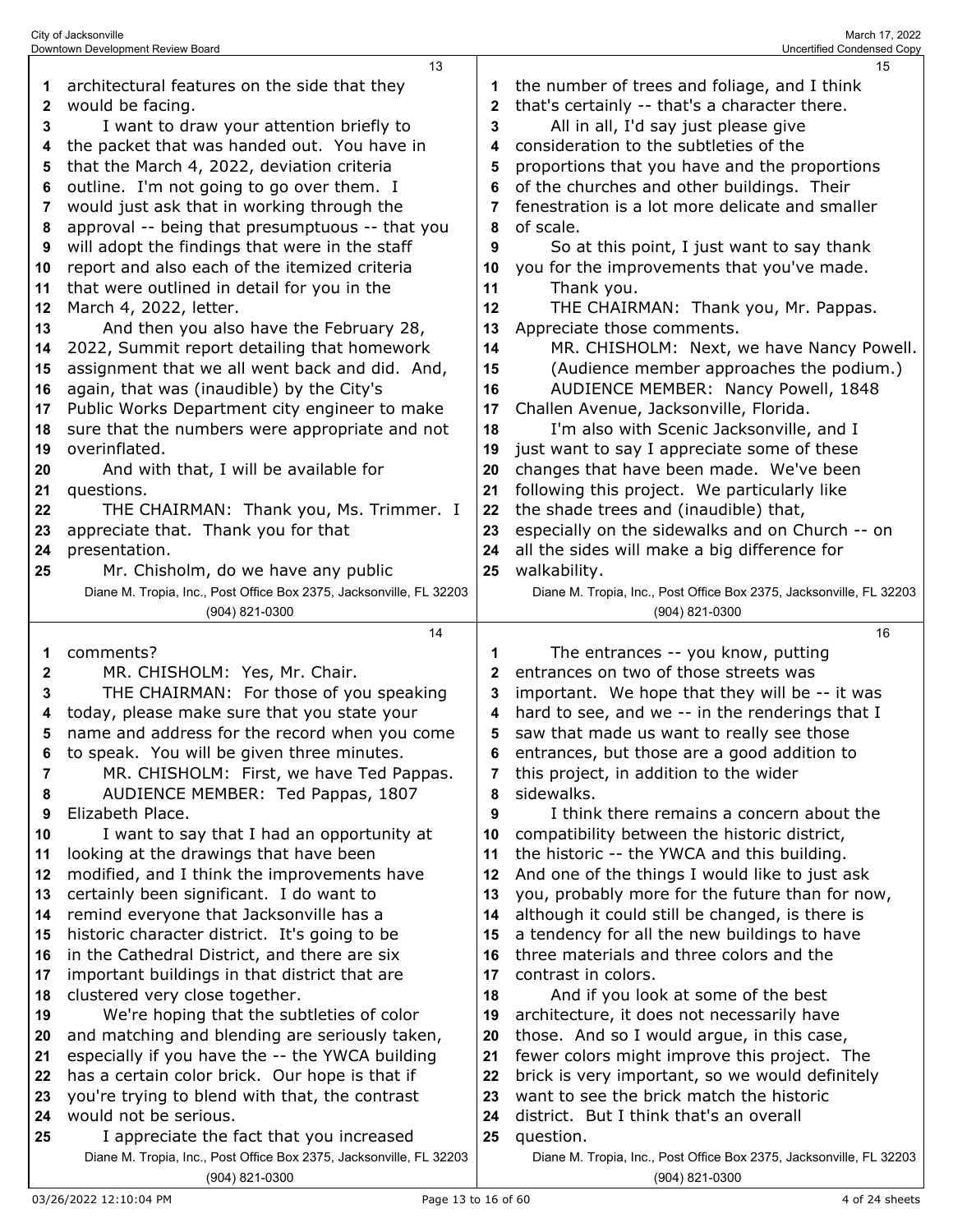architectural features on the side that they would be facing.

I want to draw your attention briefly to the packet that was handed out. You have in that the March 4, 2022, deviation criteria outline. I'm not going to go over them. I would just ask that in working through the approval -- being that presumptuous -- that you will adopt the findings that were in the staff report and also each of the itemized criteria that were outlined in detail for you in the March 4, 2022, letter.

And then you also have the February 28, 2022, Summit report detailing that homework assignment that we all went back and did. And, again, that was (inaudible) by the City's Public Works Department city engineer to make sure that the numbers were appropriate and not overinflated.

And with that, I will be available for questions.

THE CHAIRMAN: Thank you, Ms. Trimmer. I appreciate that. Thank you for that presentation.

Mr. Chisholm, do we have any public comments?

MR. CHISHOLM: Yes, Mr. Chair.

THE CHAIRMAN: For those of you speaking today, please make sure that you state your name and address for the record when you come to speak. You will be given three minutes.

MR. CHISHOLM: First, we have Ted Pappas.

AUDIENCE MEMBER: Ted Pappas, 1807 Elizabeth Place.

I want to say that I had an opportunity at looking at the drawings that have been modified, and I think the improvements have certainly been significant. I do want to remind everyone that Jacksonville has a historic character district. It's going to be in the Cathedral District, and there are six important buildings in that district that are clustered very close together.

We're hoping that the subtleties of color and matching and blending are seriously taken, especially if you have the -- the YWCA building has a certain color brick. Our hope is that if you're trying to blend with that, the contrast would not be serious.

I appreciate the fact that you increased the number of trees and foliage, and I think that's certainly -- that's a character there.

All in all, I'd say just please give consideration to the subtleties of the proportions that you have and the proportions of the churches and other buildings. Their fenestration is a lot more delicate and smaller of scale.

So at this point, I just want to say thank you for the improvements that you've made.

Thank you.

THE CHAIRMAN: Thank you, Mr. Pappas. Appreciate those comments.

MR. CHISHOLM: Next, we have Nancy Powell.

(Audience member approaches the podium.)

AUDIENCE MEMBER: Nancy Powell, 1848 Challen Avenue, Jacksonville, Florida.

I'm also with Scenic Jacksonville, and I just want to say I appreciate some of these changes that have been made. We've been following this project. We particularly like the shade trees and (inaudible) that, especially on the sidewalks and on Church -- on all the sides will make a big difference for walkability.

The entrances -- you know, putting entrances on two of those streets was important. We hope that they will be -- it was hard to see, and we -- in the renderings that I saw that made us want to really see those entrances, but those are a good addition to this project, in addition to the wider sidewalks.

I think there remains a concern about the compatibility between the historic district, the historic -- the YWCA and this building. And one of the things I would like to just ask you, probably more for the future than for now, although it could still be changed, is there is a tendency for all the new buildings to have three materials and three colors and the contrast in colors.

And if you look at some of the best architecture, it does not necessarily have those. And so I would argue, in this case, fewer colors might improve this project. The brick is very important, so we would definitely want to see the brick match the historic district. But I think that's an overall question.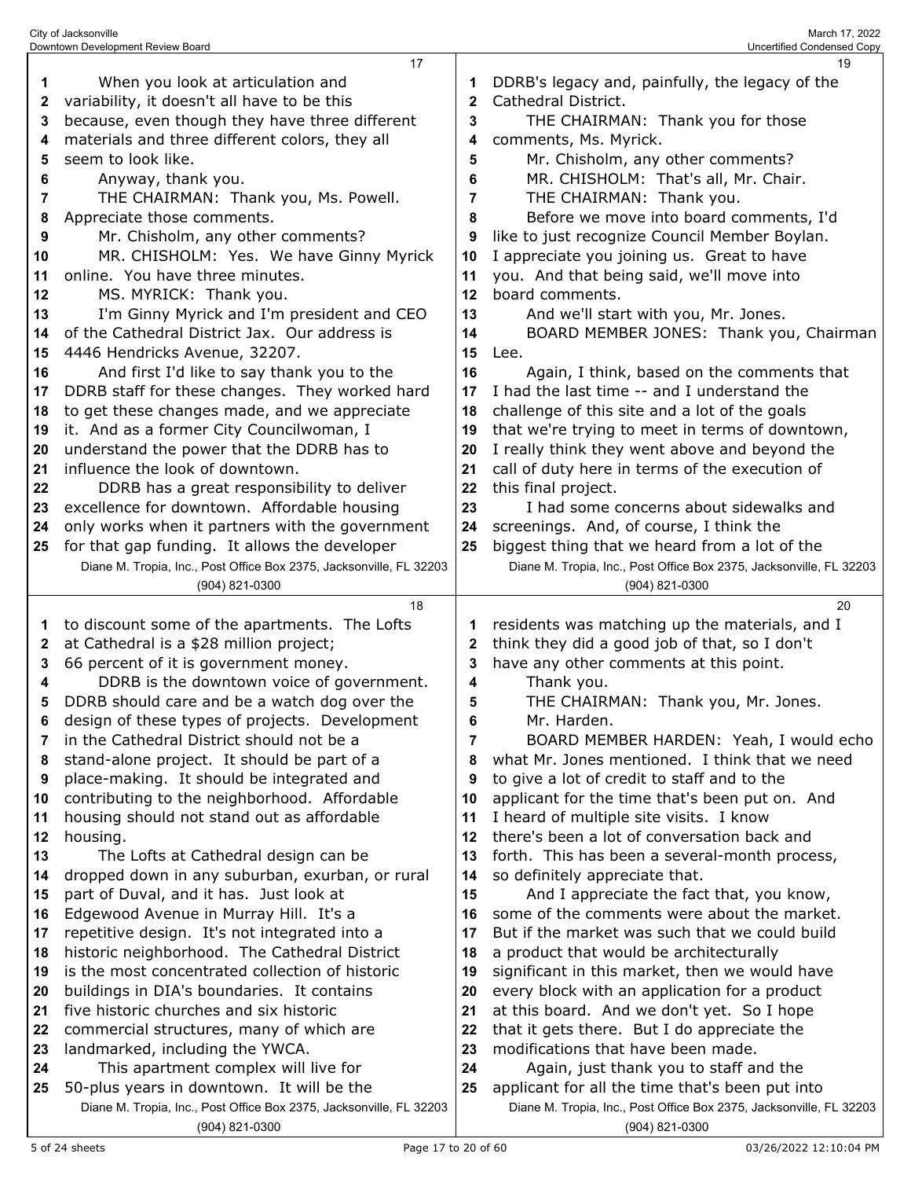When you look at articulation and variability, it doesn't all have to be this because, even though they have three different materials and three different colors, they all seem to look like.

Anyway, thank you.

THE CHAIRMAN: Thank you, Ms. Powell. Appreciate those comments.

Mr. Chisholm, any other comments?

MR. CHISHOLM: Yes. We have Ginny Myrick online. You have three minutes.

MS. MYRICK: Thank you.

I'm Ginny Myrick and I'm president and CEO of the Cathedral District Jax. Our address is 4446 Hendricks Avenue, 32207.

And first I'd like to say thank you to the DDRB staff for these changes. They worked hard to get these changes made, and we appreciate it. And as a former City Councilwoman, I understand the power that the DDRB has to influence the look of downtown.

DDRB has a great responsibility to deliver excellence for downtown. Affordable housing only works when it partners with the government for that gap funding. It allows the developer to discount some of the apartments. The Lofts at Cathedral is a $28 million project; 66 percent of it is government money.

DDRB is the downtown voice of government. DDRB should care and be a watch dog over the design of these types of projects. Development in the Cathedral District should not be a stand-alone project. It should be part of a place-making. It should be integrated and contributing to the neighborhood. Affordable housing should not stand out as affordable housing.

The Lofts at Cathedral design can be dropped down in any suburban, exurban, or rural part of Duval, and it has. Just look at Edgewood Avenue in Murray Hill. It's a repetitive design. It's not integrated into a historic neighborhood. The Cathedral District is the most concentrated collection of historic buildings in DIA's boundaries. It contains five historic churches and six historic commercial structures, many of which are landmarked, including the YWCA.

This apartment complex will live for 50-plus years in downtown. It will be the DDRB's legacy and, painfully, the legacy of the Cathedral District.

THE CHAIRMAN: Thank you for those comments, Ms. Myrick.

Mr. Chisholm, any other comments?

MR. CHISHOLM: That's all, Mr. Chair.

THE CHAIRMAN: Thank you.

Before we move into board comments, I'd like to just recognize Council Member Boylan. I appreciate you joining us. Great to have you. And that being said, we'll move into board comments.

And we'll start with you, Mr. Jones.

BOARD MEMBER JONES: Thank you, Chairman Lee.

Again, I think, based on the comments that I had the last time -- and I understand the challenge of this site and a lot of the goals that we're trying to meet in terms of downtown, I really think they went above and beyond the call of duty here in terms of the execution of this final project.

I had some concerns about sidewalks and screenings. And, of course, I think the biggest thing that we heard from a lot of the residents was matching up the materials, and I think they did a good job of that, so I don't have any other comments at this point.

Thank you.

THE CHAIRMAN: Thank you, Mr. Jones.

Mr. Harden.

BOARD MEMBER HARDEN: Yeah, I would echo what Mr. Jones mentioned. I think that we need to give a lot of credit to staff and to the applicant for the time that's been put on. And I heard of multiple site visits. I know there's been a lot of conversation back and forth. This has been a several-month process, so definitely appreciate that.

And I appreciate the fact that, you know, some of the comments were about the market. But if the market was such that we could build a product that would be architecturally significant in this market, then we would have every block with an application for a product at this board. And we don't yet. So I hope that it gets there. But I do appreciate the modifications that have been made.

Again, just thank you to staff and the applicant for all the time that's been put into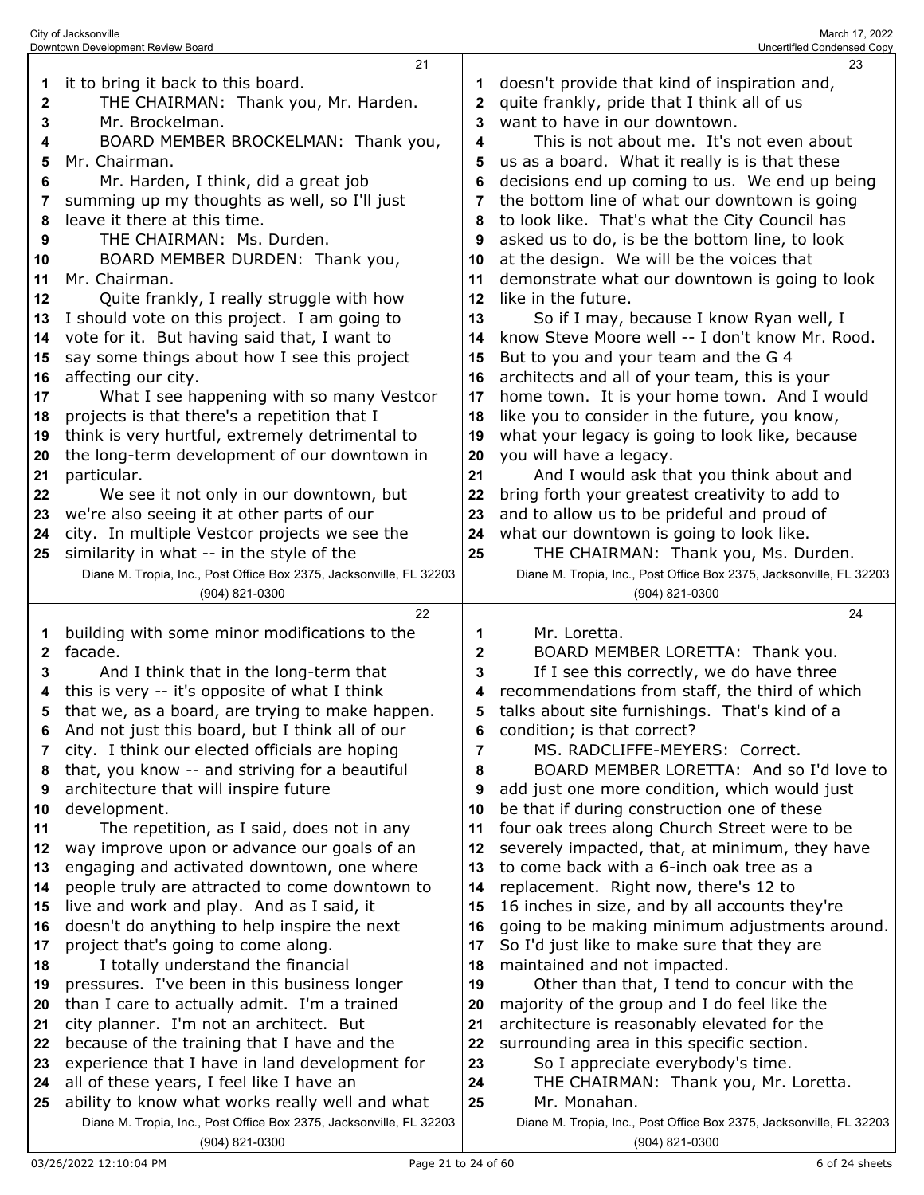it to bring it back to this board.

THE CHAIRMAN: Thank you, Mr. Harden.

Mr. Brockelman.

BOARD MEMBER BROCKELMAN: Thank you, Mr. Chairman.

Mr. Harden, I think, did a great job summing up my thoughts as well, so I'll just leave it there at this time.

THE CHAIRMAN: Ms. Durden.

BOARD MEMBER DURDEN: Thank you, Mr. Chairman.

Quite frankly, I really struggle with how I should vote on this project. I am going to vote for it. But having said that, I want to say some things about how I see this project affecting our city.

What I see happening with so many Vestcor projects is that there's a repetition that I think is very hurtful, extremely detrimental to the long-term development of our downtown in particular.

We see it not only in our downtown, but we're also seeing it at other parts of our city. In multiple Vestcor projects we see the similarity in what -- in the style of the building with some minor modifications to the facade.

And I think that in the long-term that this is very -- it's opposite of what I think that we, as a board, are trying to make happen. And not just this board, but I think all of our city. I think our elected officials are hoping that, you know -- and striving for a beautiful architecture that will inspire future development.

The repetition, as I said, does not in any way improve upon or advance our goals of an engaging and activated downtown, one where people truly are attracted to come downtown to live and work and play. And as I said, it doesn't do anything to help inspire the next project that's going to come along.

I totally understand the financial pressures. I've been in this business longer than I care to actually admit. I'm a trained city planner. I'm not an architect. But because of the training that I have and the experience that I have in land development for all of these years, I feel like I have an ability to know what works really well and what doesn't provide that kind of inspiration and, quite frankly, pride that I think all of us want to have in our downtown.

This is not about me. It's not even about us as a board. What it really is is that these decisions end up coming to us. We end up being the bottom line of what our downtown is going to look like. That's what the City Council has asked us to do, is be the bottom line, to look at the design. We will be the voices that demonstrate what our downtown is going to look like in the future.

So if I may, because I know Ryan well, I know Steve Moore well -- I don't know Mr. Rood. But to you and your team and the G 4 architects and all of your team, this is your home town. It is your home town. And I would like you to consider in the future, you know, what your legacy is going to look like, because you will have a legacy.

And I would ask that you think about and bring forth your greatest creativity to add to and to allow us to be prideful and proud of what our downtown is going to look like.

THE CHAIRMAN: Thank you, Ms. Durden.

Mr. Loretta.

BOARD MEMBER LORETTA: Thank you.

If I see this correctly, we do have three recommendations from staff, the third of which talks about site furnishings. That's kind of a condition; is that correct?

MS. RADCLIFFE-MEYERS: Correct.

BOARD MEMBER LORETTA: And so I'd love to add just one more condition, which would just be that if during construction one of these four oak trees along Church Street were to be severely impacted, that, at minimum, they have to come back with a 6-inch oak tree as a replacement. Right now, there's 12 to 16 inches in size, and by all accounts they're going to be making minimum adjustments around. So I'd just like to make sure that they are maintained and not impacted.

Other than that, I tend to concur with the majority of the group and I do feel like the architecture is reasonably elevated for the surrounding area in this specific section.

So I appreciate everybody's time.

THE CHAIRMAN: Thank you, Mr. Loretta.

Mr. Monahan.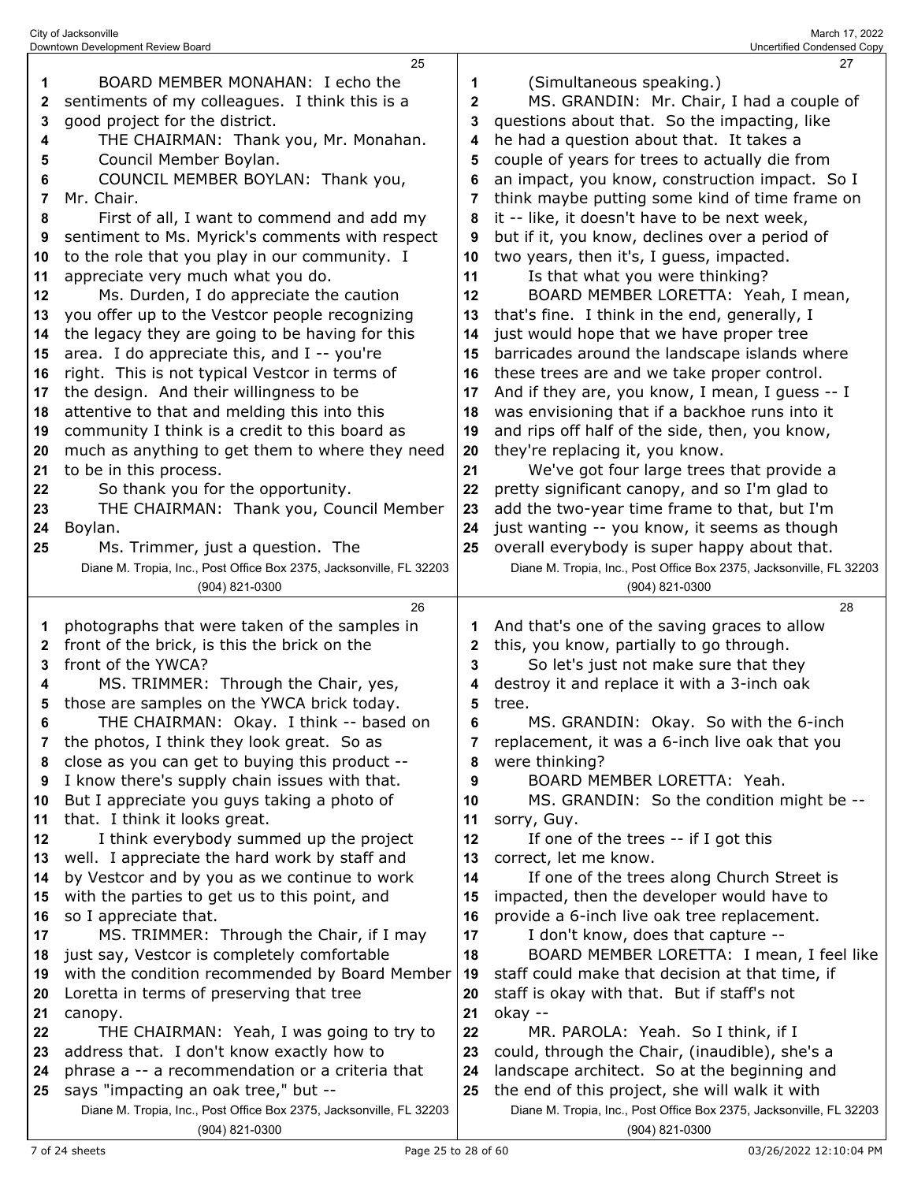BOARD MEMBER MONAHAN: I echo the sentiments of my colleagues. I think this is a good project for the district.

THE CHAIRMAN: Thank you, Mr. Monahan. Council Member Boylan.

COUNCIL MEMBER BOYLAN: Thank you, Mr. Chair.

First of all, I want to commend and add my sentiment to Ms. Myrick's comments with respect to the role that you play in our community. I appreciate very much what you do.

Ms. Durden, I do appreciate the caution you offer up to the Vestcor people recognizing the legacy they are going to be having for this area. I do appreciate this, and I -- you're right. This is not typical Vestcor in terms of the design. And their willingness to be attentive to that and melding this into this community I think is a credit to this board as much as anything to get them to where they need to be in this process.

So thank you for the opportunity.

THE CHAIRMAN: Thank you, Council Member Boylan.

Ms. Trimmer, just a question. The photographs that were taken of the samples in front of the brick, is this the brick on the front of the YWCA?

MS. TRIMMER: Through the Chair, yes, those are samples on the YWCA brick today.

THE CHAIRMAN: Okay. I think -- based on the photos, I think they look great. So as close as you can get to buying this product -- I know there's supply chain issues with that. But I appreciate you guys taking a photo of that. I think it looks great.

I think everybody summed up the project well. I appreciate the hard work by staff and by Vestcor and by you as we continue to work with the parties to get us to this point, and so I appreciate that.

MS. TRIMMER: Through the Chair, if I may just say, Vestcor is completely comfortable with the condition recommended by Board Member Loretta in terms of preserving that tree canopy.

THE CHAIRMAN: Yeah, I was going to try to address that. I don't know exactly how to phrase a -- a recommendation or a criteria that says "impacting an oak tree," but --

(Simultaneous speaking.)

MS. GRANDIN: Mr. Chair, I had a couple of questions about that. So the impacting, like he had a question about that. It takes a couple of years for trees to actually die from an impact, you know, construction impact. So I think maybe putting some kind of time frame on it -- like, it doesn't have to be next week, but if it, you know, declines over a period of two years, then it's, I guess, impacted.

Is that what you were thinking?

BOARD MEMBER LORETTA: Yeah, I mean, that's fine. I think in the end, generally, I just would hope that we have proper tree barricades around the landscape islands where these trees are and we take proper control. And if they are, you know, I mean, I guess -- I was envisioning that if a backhoe runs into it and rips off half of the side, then, you know, they're replacing it, you know.

We've got four large trees that provide a pretty significant canopy, and so I'm glad to add the two-year time frame to that, but I'm just wanting -- you know, it seems as though overall everybody is super happy about that. And that's one of the saving graces to allow this, you know, partially to go through.

So let's just not make sure that they destroy it and replace it with a 3-inch oak tree.

MS. GRANDIN: Okay. So with the 6-inch replacement, it was a 6-inch live oak that you were thinking?

BOARD MEMBER LORETTA: Yeah.

MS. GRANDIN: So the condition might be -- sorry, Guy.

If one of the trees -- if I got this correct, let me know.

If one of the trees along Church Street is impacted, then the developer would have to provide a 6-inch live oak tree replacement.

I don't know, does that capture --

BOARD MEMBER LORETTA: I mean, I feel like staff could make that decision at that time, if staff is okay with that. But if staff's not okay --

MR. PAROLA: Yeah. So I think, if I could, through the Chair, (inaudible), she's a landscape architect. So at the beginning and the end of this project, she will walk it with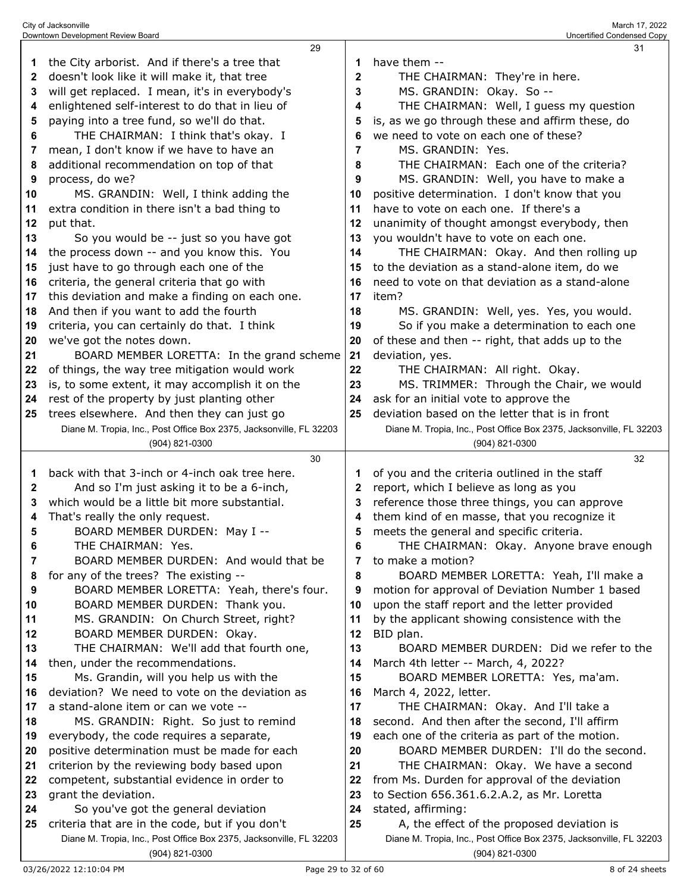the City arborist. And if there's a tree that doesn't look like it will make it, that tree will get replaced. I mean, it's in everybody's enlightened self-interest to do that in lieu of paying into a tree fund, so we'll do that.

THE CHAIRMAN: I think that's okay. I mean, I don't know if we have to have an additional recommendation on top of that process, do we?

MS. GRANDIN: Well, I think adding the extra condition in there isn't a bad thing to put that.

So you would be -- just so you have got the process down -- and you know this. You just have to go through each one of the criteria, the general criteria that go with this deviation and make a finding on each one. And then if you want to add the fourth criteria, you can certainly do that. I think we've got the notes down.

BOARD MEMBER LORETTA: In the grand scheme of things, the way tree mitigation would work is, to some extent, it may accomplish it on the rest of the property by just planting other trees elsewhere. And then they can just go back with that 3-inch or 4-inch oak tree here.

And so I'm just asking it to be a 6-inch, which would be a little bit more substantial. That's really the only request.

BOARD MEMBER DURDEN: May I --

THE CHAIRMAN: Yes.

BOARD MEMBER DURDEN: And would that be for any of the trees? The existing --

BOARD MEMBER LORETTA: Yeah, there's four.

BOARD MEMBER DURDEN: Thank you.

MS. GRANDIN: On Church Street, right?

BOARD MEMBER DURDEN: Okay.

THE CHAIRMAN: We'll add that fourth one, then, under the recommendations.

Ms. Grandin, will you help us with the deviation? We need to vote on the deviation as a stand-alone item or can we vote --

MS. GRANDIN: Right. So just to remind everybody, the code requires a separate, positive determination must be made for each criterion by the reviewing body based upon competent, substantial evidence in order to grant the deviation.

So you've got the general deviation criteria that are in the code, but if you don't have them --

THE CHAIRMAN: They're in here.

MS. GRANDIN: Okay. So --

THE CHAIRMAN: Well, I guess my question is, as we go through these and affirm these, do we need to vote on each one of these?

MS. GRANDIN: Yes.

THE CHAIRMAN: Each one of the criteria?

MS. GRANDIN: Well, you have to make a positive determination. I don't know that you have to vote on each one. If there's a unanimity of thought amongst everybody, then you wouldn't have to vote on each one.

THE CHAIRMAN: Okay. And then rolling up to the deviation as a stand-alone item, do we need to vote on that deviation as a stand-alone item?

MS. GRANDIN: Well, yes. Yes, you would.

So if you make a determination to each one of these and then -- right, that adds up to the deviation, yes.

THE CHAIRMAN: All right. Okay.

MS. TRIMMER: Through the Chair, we would ask for an initial vote to approve the deviation based on the letter that is in front of you and the criteria outlined in the staff report, which I believe as long as you reference those three things, you can approve them kind of en masse, that you recognize it meets the general and specific criteria.

THE CHAIRMAN: Okay. Anyone brave enough to make a motion?

BOARD MEMBER LORETTA: Yeah, I'll make a motion for approval of Deviation Number 1 based upon the staff report and the letter provided by the applicant showing consistence with the BID plan.

BOARD MEMBER DURDEN: Did we refer to the March 4th letter -- March, 4, 2022?

BOARD MEMBER LORETTA: Yes, ma'am. March 4, 2022, letter.

THE CHAIRMAN: Okay. And I'll take a second. And then after the second, I'll affirm each one of the criteria as part of the motion.

BOARD MEMBER DURDEN: I'll do the second.

THE CHAIRMAN: Okay. We have a second from Ms. Durden for approval of the deviation to Section 656.361.6.2.A.2, as Mr. Loretta stated, affirming:

A, the effect of the proposed deviation is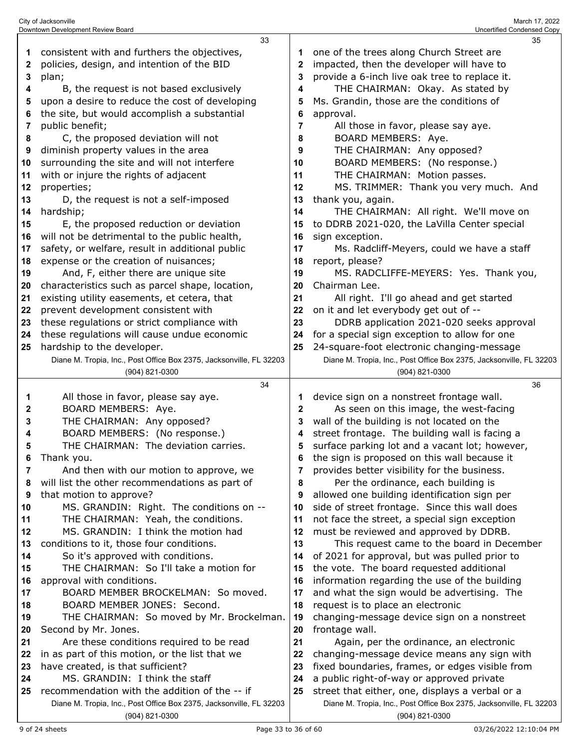consistent with and furthers the objectives, policies, design, and intention of the BID plan;

B, the request is not based exclusively upon a desire to reduce the cost of developing the site, but would accomplish a substantial public benefit;

C, the proposed deviation will not diminish property values in the area surrounding the site and will not interfere with or injure the rights of adjacent properties;

D, the request is not a self-imposed hardship;

E, the proposed reduction or deviation will not be detrimental to the public health, safety, or welfare, result in additional public expense or the creation of nuisances;

And, F, either there are unique site characteristics such as parcel shape, location, existing utility easements, et cetera, that prevent development consistent with these regulations or strict compliance with these regulations will cause undue economic hardship to the developer.

All those in favor, please say aye.

BOARD MEMBERS: Aye.

THE CHAIRMAN: Any opposed?

BOARD MEMBERS: (No response.)

THE CHAIRMAN: The deviation carries. Thank you.

And then with our motion to approve, we will list the other recommendations as part of that motion to approve?

MS. GRANDIN: Right. The conditions on --

THE CHAIRMAN: Yeah, the conditions.

MS. GRANDIN: I think the motion had conditions to it, those four conditions.

So it's approved with conditions.

THE CHAIRMAN: So I'll take a motion for approval with conditions.

BOARD MEMBER BROCKELMAN: So moved.

BOARD MEMBER JONES: Second.

THE CHAIRMAN: So moved by Mr. Brockelman. Second by Mr. Jones.

Are these conditions required to be read in as part of this motion, or the list that we have created, is that sufficient?

MS. GRANDIN: I think the staff recommendation with the addition of the -- if one of the trees along Church Street are impacted, then the developer will have to provide a 6-inch live oak tree to replace it.

THE CHAIRMAN: Okay. As stated by Ms. Grandin, those are the conditions of approval.

All those in favor, please say aye.

BOARD MEMBERS: Aye.

THE CHAIRMAN: Any opposed?

BOARD MEMBERS: (No response.)

THE CHAIRMAN: Motion passes.

MS. TRIMMER: Thank you very much. And thank you, again.

THE CHAIRMAN: All right. We'll move on to DDRB 2021-020, the LaVilla Center special sign exception.

Ms. Radcliff-Meyers, could we have a staff report, please?

MS. RADCLIFFE-MEYERS: Yes. Thank you, Chairman Lee.

All right. I'll go ahead and get started on it and let everybody get out of --

DDRB application 2021-020 seeks approval for a special sign exception to allow for one 24-square-foot electronic changing-message device sign on a nonstreet frontage wall.

As seen on this image, the west-facing wall of the building is not located on the street frontage. The building wall is facing a surface parking lot and a vacant lot; however, the sign is proposed on this wall because it provides better visibility for the business.

Per the ordinance, each building is allowed one building identification sign per side of street frontage. Since this wall does not face the street, a special sign exception must be reviewed and approved by DDRB.

This request came to the board in December of 2021 for approval, but was pulled prior to the vote. The board requested additional information regarding the use of the building and what the sign would be advertising. The request is to place an electronic changing-message device sign on a nonstreet frontage wall.

Again, per the ordinance, an electronic changing-message device means any sign with fixed boundaries, frames, or edges visible from a public right-of-way or approved private street that either, one, displays a verbal or a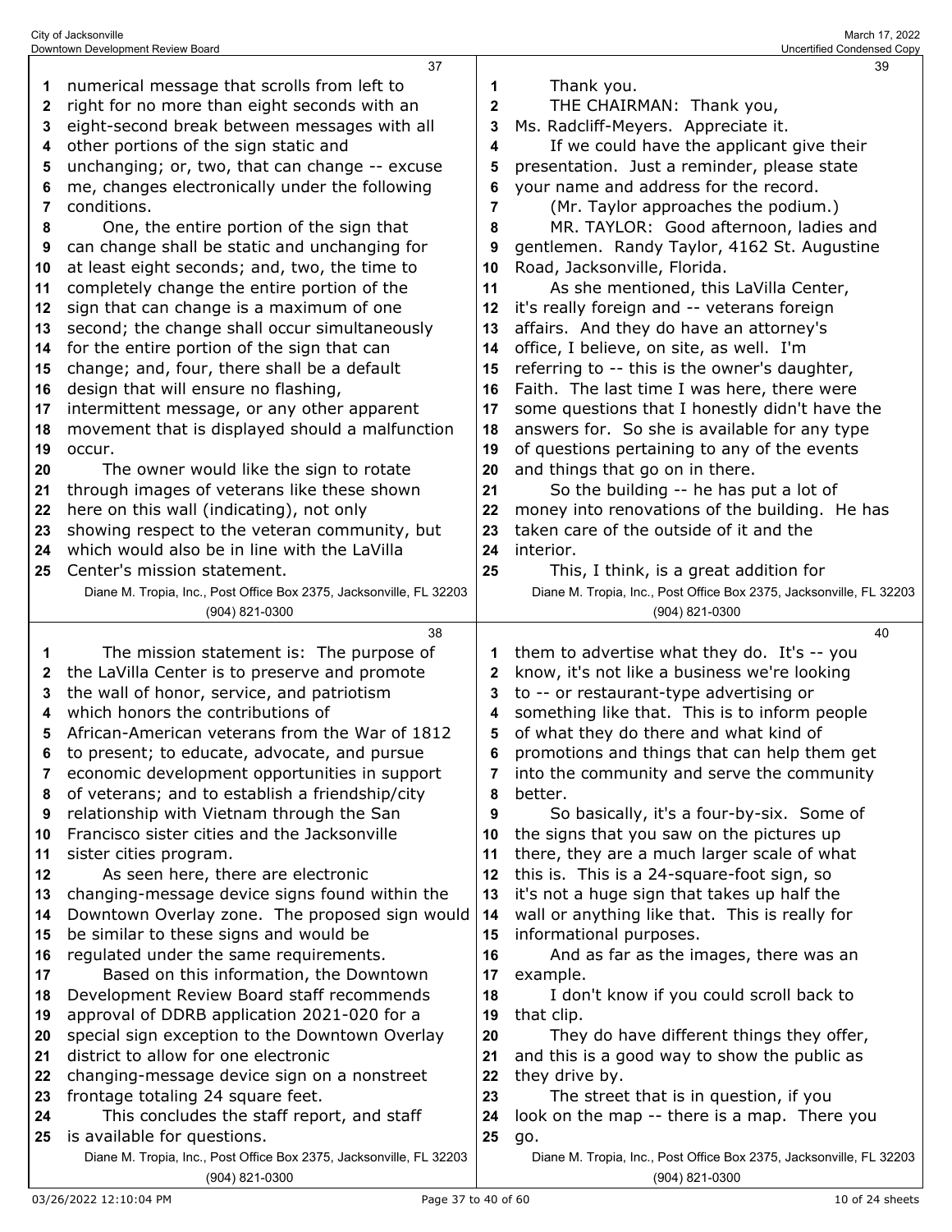numerical message that scrolls from left to right for no more than eight seconds with an eight-second break between messages with all other portions of the sign static and unchanging; or, two, that can change -- excuse me, changes electronically under the following conditions.

One, the entire portion of the sign that can change shall be static and unchanging for at least eight seconds; and, two, the time to completely change the entire portion of the sign that can change is a maximum of one second; the change shall occur simultaneously for the entire portion of the sign that can change; and, four, there shall be a default design that will ensure no flashing, intermittent message, or any other apparent movement that is displayed should a malfunction occur.

The owner would like the sign to rotate through images of veterans like these shown here on this wall (indicating), not only showing respect to the veteran community, but which would also be in line with the LaVilla Center's mission statement.

The mission statement is: The purpose of the LaVilla Center is to preserve and promote the wall of honor, service, and patriotism which honors the contributions of African-American veterans from the War of 1812 to present; to educate, advocate, and pursue economic development opportunities in support of veterans; and to establish a friendship/city relationship with Vietnam through the San Francisco sister cities and the Jacksonville sister cities program.

As seen here, there are electronic changing-message device signs found within the Downtown Overlay zone. The proposed sign would be similar to these signs and would be regulated under the same requirements.

Based on this information, the Downtown Development Review Board staff recommends approval of DDRB application 2021-020 for a special sign exception to the Downtown Overlay district to allow for one electronic changing-message device sign on a nonstreet frontage totaling 24 square feet.

This concludes the staff report, and staff is available for questions.

Thank you.

THE CHAIRMAN: Thank you, Ms. Radcliff-Meyers. Appreciate it.

If we could have the applicant give their presentation. Just a reminder, please state your name and address for the record.

(Mr. Taylor approaches the podium.)

MR. TAYLOR: Good afternoon, ladies and gentlemen. Randy Taylor, 4162 St. Augustine Road, Jacksonville, Florida.

As she mentioned, this LaVilla Center, it's really foreign and -- veterans foreign affairs. And they do have an attorney's office, I believe, on site, as well. I'm referring to -- this is the owner's daughter, Faith. The last time I was here, there were some questions that I honestly didn't have the answers for. So she is available for any type of questions pertaining to any of the events and things that go on in there.

So the building -- he has put a lot of money into renovations of the building. He has taken care of the outside of it and the interior.

This, I think, is a great addition for them to advertise what they do. It's -- you know, it's not like a business we're looking to -- or restaurant-type advertising or something like that. This is to inform people of what they do there and what kind of promotions and things that can help them get into the community and serve the community better.

So basically, it's a four-by-six. Some of the signs that you saw on the pictures up there, they are a much larger scale of what this is. This is a 24-square-foot sign, so it's not a huge sign that takes up half the wall or anything like that. This is really for informational purposes.

And as far as the images, there was an example.

I don't know if you could scroll back to that clip.

They do have different things they offer, and this is a good way to show the public as they drive by.

The street that is in question, if you look on the map -- there is a map. There you go.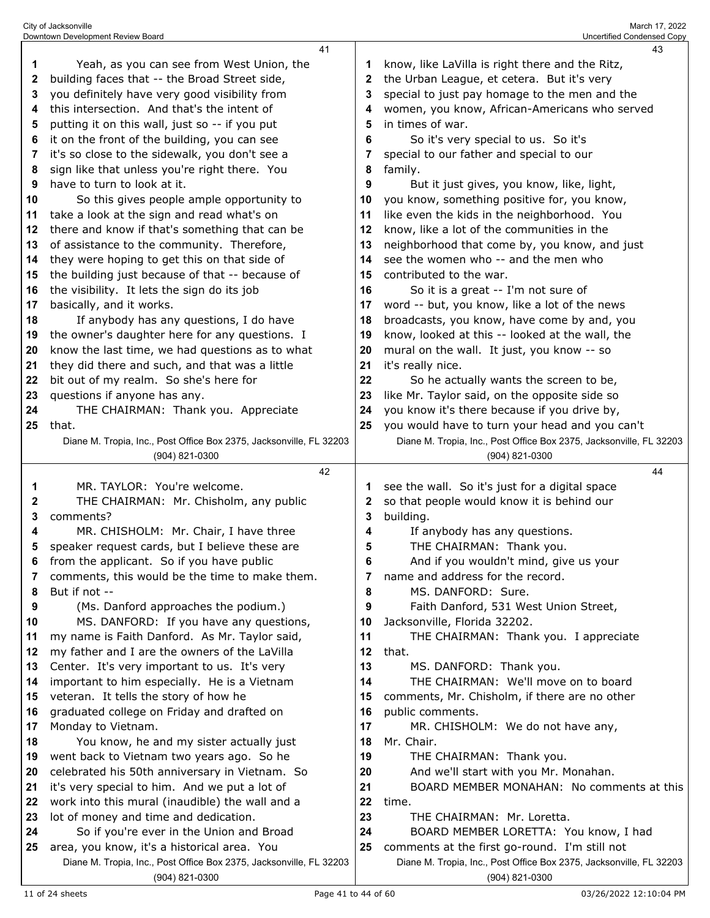Yeah, as you can see from West Union, the building faces that -- the Broad Street side, you definitely have very good visibility from this intersection. And that's the intent of putting it on this wall, just so -- if you put it on the front of the building, you can see it's so close to the sidewalk, you don't see a sign like that unless you're right there. You have to turn to look at it.

So this gives people ample opportunity to take a look at the sign and read what's on there and know if that's something that can be of assistance to the community. Therefore, they were hoping to get this on that side of the building just because of that -- because of the visibility. It lets the sign do its job basically, and it works.

If anybody has any questions, I do have the owner's daughter here for any questions. I know the last time, we had questions as to what they did there and such, and that was a little bit out of my realm. So she's here for questions if anyone has any.

THE CHAIRMAN: Thank you. Appreciate that.

MR. TAYLOR: You're welcome.

THE CHAIRMAN: Mr. Chisholm, any public comments?

MR. CHISHOLM: Mr. Chair, I have three speaker request cards, but I believe these are from the applicant. So if you have public comments, this would be the time to make them. But if not --

(Ms. Danford approaches the podium.)

MS. DANFORD: If you have any questions, my name is Faith Danford. As Mr. Taylor said, my father and I are the owners of the LaVilla Center. It's very important to us. It's very important to him especially. He is a Vietnam veteran. It tells the story of how he graduated college on Friday and drafted on Monday to Vietnam.

You know, he and my sister actually just went back to Vietnam two years ago. So he celebrated his 50th anniversary in Vietnam. So it's very special to him. And we put a lot of work into this mural (inaudible) the wall and a lot of money and time and dedication.

So if you're ever in the Union and Broad area, you know, it's a historical area. You know, like LaVilla is right there and the Ritz, the Urban League, et cetera. But it's very special to just pay homage to the men and the women, you know, African-Americans who served in times of war.

So it's very special to us. So it's special to our father and special to our family.

But it just gives, you know, like, light, you know, something positive for, you know, like even the kids in the neighborhood. You know, like a lot of the communities in the neighborhood that come by, you know, and just see the women who -- and the men who contributed to the war.

So it is a great -- I'm not sure of word -- but, you know, like a lot of the news broadcasts, you know, have come by and, you know, looked at this -- looked at the wall, the mural on the wall. It just, you know -- so it's really nice.

So he actually wants the screen to be, like Mr. Taylor said, on the opposite side so you know it's there because if you drive by, you would have to turn your head and you can't see the wall. So it's just for a digital space so that people would know it is behind our building.

If anybody has any questions.

THE CHAIRMAN: Thank you.

And if you wouldn't mind, give us your name and address for the record.

MS. DANFORD: Sure.

Faith Danford, 531 West Union Street, Jacksonville, Florida 32202.

THE CHAIRMAN: Thank you. I appreciate that.

MS. DANFORD: Thank you.

THE CHAIRMAN: We'll move on to board comments, Mr. Chisholm, if there are no other public comments.

MR. CHISHOLM: We do not have any, Mr. Chair.

THE CHAIRMAN: Thank you.

And we'll start with you Mr. Monahan.

BOARD MEMBER MONAHAN: No comments at this time.

THE CHAIRMAN: Mr. Loretta.

BOARD MEMBER LORETTA: You know, I had comments at the first go-round. I'm still not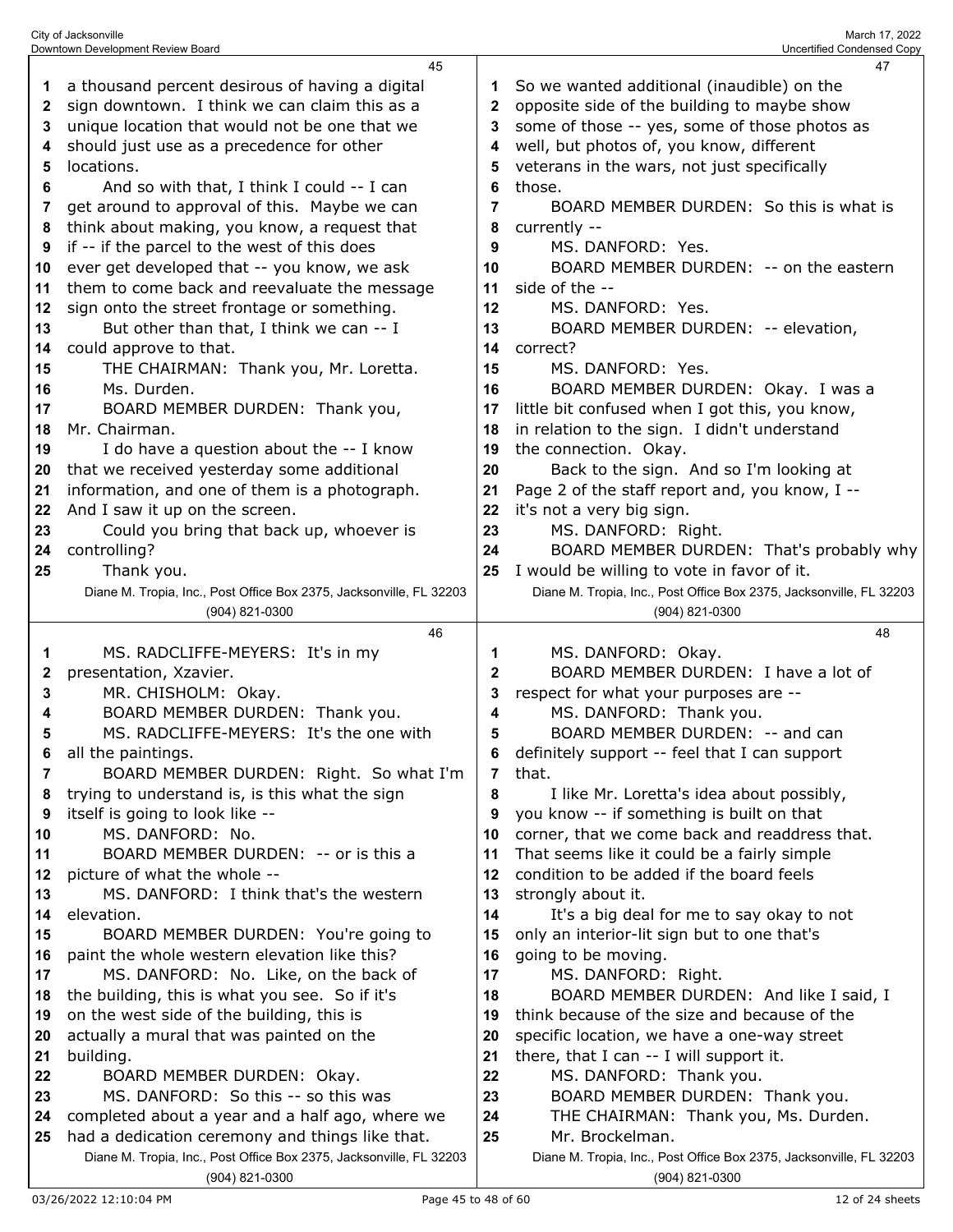a thousand percent desirous of having a digital sign downtown. I think we can claim this as a unique location that would not be one that we should just use as a precedence for other locations.

And so with that, I think I could -- I can get around to approval of this. Maybe we can think about making, you know, a request that if -- if the parcel to the west of this does ever get developed that -- you know, we ask them to come back and reevaluate the message sign onto the street frontage or something.

But other than that, I think we can -- I could approve to that.

THE CHAIRMAN: Thank you, Mr. Loretta.

Ms. Durden.

BOARD MEMBER DURDEN: Thank you, Mr. Chairman.

I do have a question about the -- I know that we received yesterday some additional information, and one of them is a photograph. And I saw it up on the screen.

Could you bring that back up, whoever is controlling?

Thank you.

MS. RADCLIFFE-MEYERS: It's in my presentation, Xzavier.

MR. CHISHOLM: Okay.

BOARD MEMBER DURDEN: Thank you.

MS. RADCLIFFE-MEYERS: It's the one with all the paintings.

BOARD MEMBER DURDEN: Right. So what I'm trying to understand is, is this what the sign itself is going to look like --

MS. DANFORD: No.

BOARD MEMBER DURDEN: -- or is this a picture of what the whole --

MS. DANFORD: I think that's the western elevation.

BOARD MEMBER DURDEN: You're going to paint the whole western elevation like this?

MS. DANFORD: No. Like, on the back of the building, this is what you see. So if it's on the west side of the building, this is actually a mural that was painted on the building.

BOARD MEMBER DURDEN: Okay.

MS. DANFORD: So this -- so this was completed about a year and a half ago, where we had a dedication ceremony and things like that. So we wanted additional (inaudible) on the opposite side of the building to maybe show some of those -- yes, some of those photos as well, but photos of, you know, different veterans in the wars, not just specifically those.

BOARD MEMBER DURDEN: So this is what is currently --

MS. DANFORD: Yes.

BOARD MEMBER DURDEN: -- on the eastern side of the --

MS. DANFORD: Yes.

BOARD MEMBER DURDEN: -- elevation, correct?

MS. DANFORD: Yes.

BOARD MEMBER DURDEN: Okay. I was a little bit confused when I got this, you know, in relation to the sign. I didn't understand the connection. Okay.

Back to the sign. And so I'm looking at Page 2 of the staff report and, you know, I -- it's not a very big sign.

MS. DANFORD: Right.

BOARD MEMBER DURDEN: That's probably why I would be willing to vote in favor of it.

MS. DANFORD: Okay.

BOARD MEMBER DURDEN: I have a lot of respect for what your purposes are --

MS. DANFORD: Thank you.

BOARD MEMBER DURDEN: -- and can definitely support -- feel that I can support that.

I like Mr. Loretta's idea about possibly, you know -- if something is built on that corner, that we come back and readdress that. That seems like it could be a fairly simple condition to be added if the board feels strongly about it.

It's a big deal for me to say okay to not only an interior-lit sign but to one that's going to be moving.

MS. DANFORD: Right.

BOARD MEMBER DURDEN: And like I said, I think because of the size and because of the specific location, we have a one-way street there, that I can -- I will support it.

MS. DANFORD: Thank you.

BOARD MEMBER DURDEN: Thank you.

THE CHAIRMAN: Thank you, Ms. Durden.

Mr. Brockelman.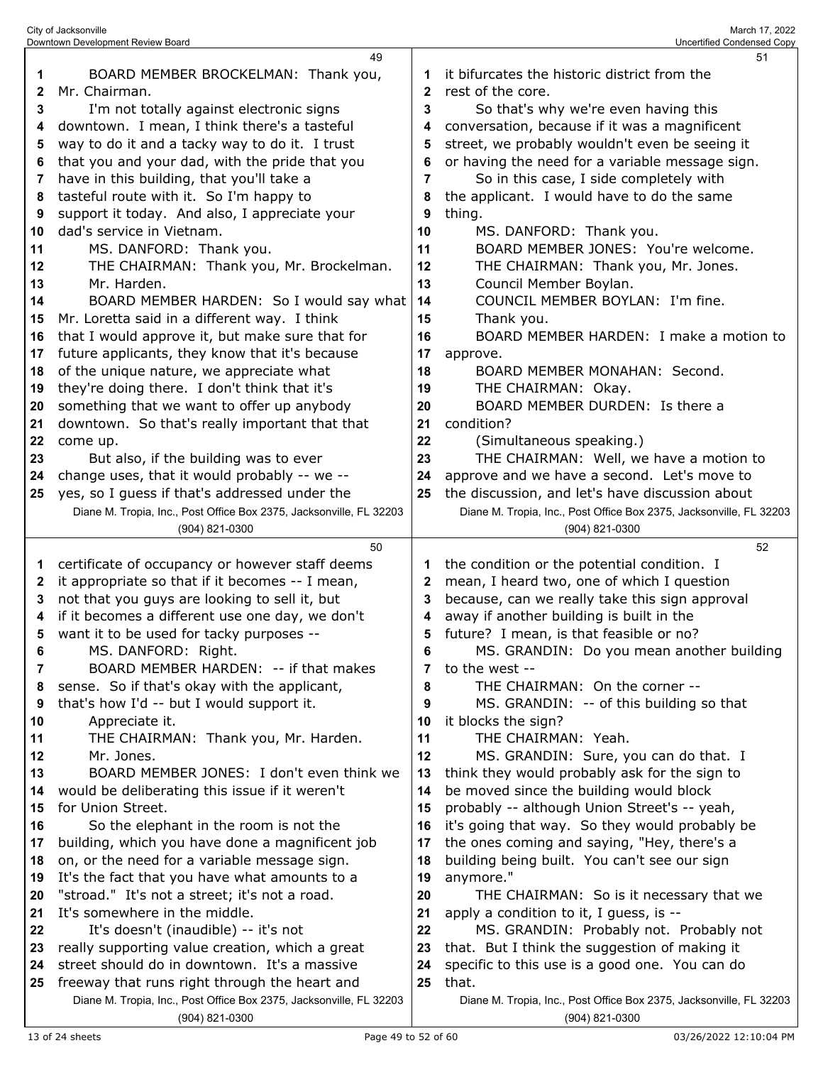BOARD MEMBER BROCKELMAN: Thank you, Mr. Chairman.

I'm not totally against electronic signs downtown. I mean, I think there's a tasteful way to do it and a tacky way to do it. I trust that you and your dad, with the pride that you have in this building, that you'll take a tasteful route with it. So I'm happy to support it today. And also, I appreciate your dad's service in Vietnam.

MS. DANFORD: Thank you.

THE CHAIRMAN: Thank you, Mr. Brockelman.

Mr. Harden.

BOARD MEMBER HARDEN: So I would say what Mr. Loretta said in a different way. I think that I would approve it, but make sure that for future applicants, they know that it's because of the unique nature, we appreciate what they're doing there. I don't think that it's something that we want to offer up anybody downtown. So that's really important that that come up.

But also, if the building was to ever change uses, that it would probably -- we -- yes, so I guess if that's addressed under the certificate of occupancy or however staff deems it appropriate so that if it becomes -- I mean, not that you guys are looking to sell it, but if it becomes a different use one day, we don't want it to be used for tacky purposes --

MS. DANFORD: Right.

BOARD MEMBER HARDEN: -- if that makes sense. So if that's okay with the applicant, that's how I'd -- but I would support it.

Appreciate it.

THE CHAIRMAN: Thank you, Mr. Harden.

Mr. Jones.

BOARD MEMBER JONES: I don't even think we would be deliberating this issue if it weren't for Union Street.

So the elephant in the room is not the building, which you have done a magnificent job on, or the need for a variable message sign. It's the fact that you have what amounts to a "stroad." It's not a street; it's not a road. It's somewhere in the middle.

It's doesn't (inaudible) -- it's not really supporting value creation, which a great street should do in downtown. It's a massive freeway that runs right through the heart and it bifurcates the historic district from the rest of the core.

So that's why we're even having this conversation, because if it was a magnificent street, we probably wouldn't even be seeing it or having the need for a variable message sign.

So in this case, I side completely with the applicant. I would have to do the same thing.

MS. DANFORD: Thank you.

BOARD MEMBER JONES: You're welcome.

THE CHAIRMAN: Thank you, Mr. Jones.

Council Member Boylan.

COUNCIL MEMBER BOYLAN: I'm fine. Thank you.

BOARD MEMBER HARDEN: I make a motion to approve.

BOARD MEMBER MONAHAN: Second.

THE CHAIRMAN: Okay.

BOARD MEMBER DURDEN: Is there a condition?

(Simultaneous speaking.)

THE CHAIRMAN: Well, we have a motion to approve and we have a second. Let's move to the discussion, and let's have discussion about the condition or the potential condition. I mean, I heard two, one of which I question because, can we really take this sign approval away if another building is built in the future? I mean, is that feasible or no?

MS. GRANDIN: Do you mean another building to the west --

THE CHAIRMAN: On the corner --

MS. GRANDIN: -- of this building so that it blocks the sign?

THE CHAIRMAN: Yeah.

MS. GRANDIN: Sure, you can do that. I think they would probably ask for the sign to be moved since the building would block probably -- although Union Street's -- yeah, it's going that way. So they would probably be the ones coming and saying, "Hey, there's a building being built. You can't see our sign anymore."

THE CHAIRMAN: So is it necessary that we apply a condition to it, I guess, is --

MS. GRANDIN: Probably not. Probably not that. But I think the suggestion of making it specific to this use is a good one. You can do that.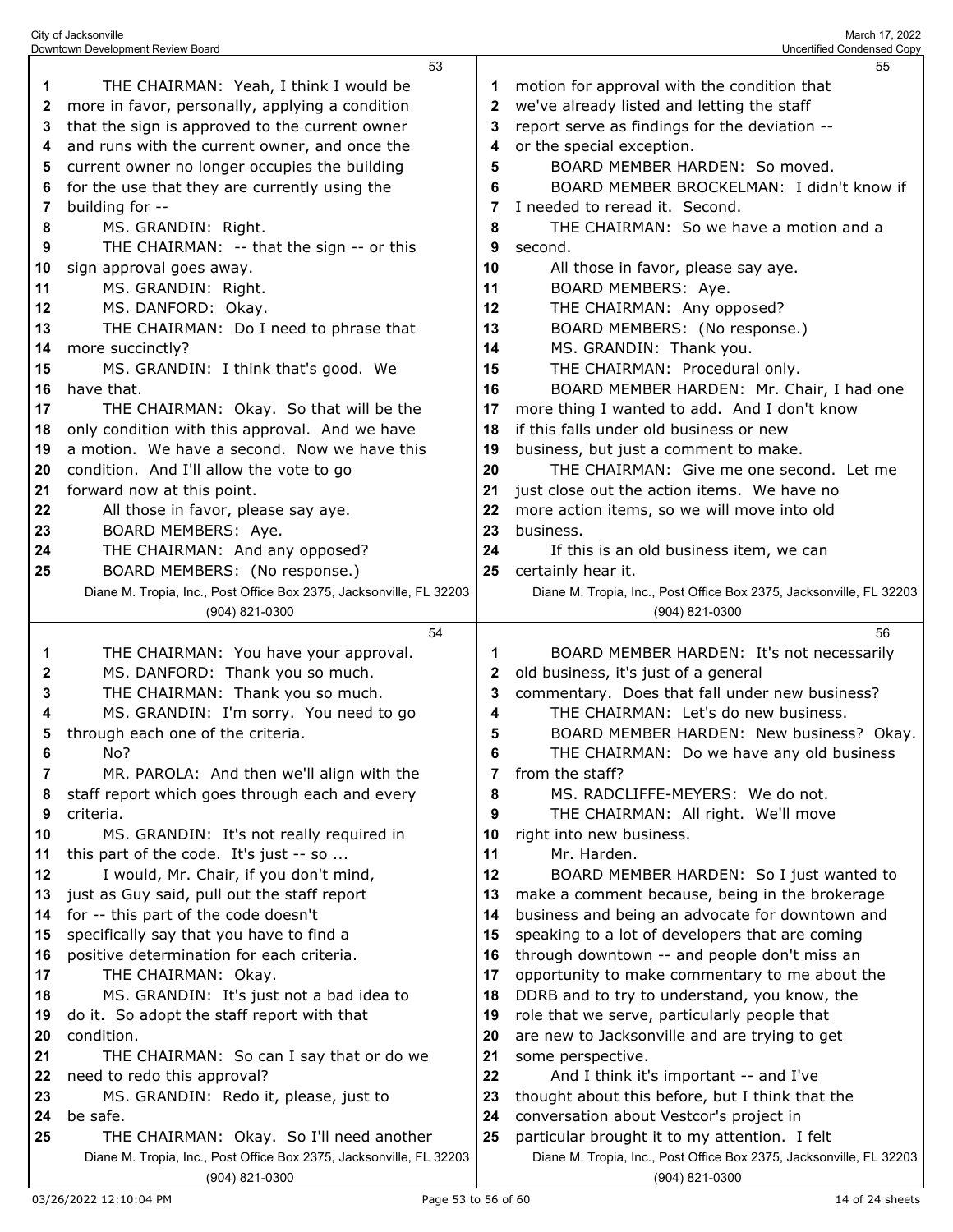53

THE CHAIRMAN: Yeah, I think I would be more in favor, personally, applying a condition that the sign is approved to the current owner and runs with the current owner, and once the current owner no longer occupies the building for the use that they are currently using the building for --

MS. GRANDIN: Right.

THE CHAIRMAN: -- that the sign -- or this sign approval goes away.

MS. GRANDIN: Right.

MS. DANFORD: Okay.

THE CHAIRMAN: Do I need to phrase that more succinctly?

MS. GRANDIN: I think that's good. We have that.

THE CHAIRMAN: Okay. So that will be the only condition with this approval. And we have a motion. We have a second. Now we have this condition. And I'll allow the vote to go forward now at this point.

All those in favor, please say aye.

BOARD MEMBERS: Aye.

THE CHAIRMAN: And any opposed?

BOARD MEMBERS: (No response.)

54

THE CHAIRMAN: You have your approval.

MS. DANFORD: Thank you so much.

THE CHAIRMAN: Thank you so much.

MS. GRANDIN: I'm sorry. You need to go through each one of the criteria.

No?

MR. PAROLA: And then we'll align with the staff report which goes through each and every criteria.

MS. GRANDIN: It's not really required in this part of the code. It's just -- so ...

I would, Mr. Chair, if you don't mind, just as Guy said, pull out the staff report for -- this part of the code doesn't specifically say that you have to find a positive determination for each criteria.

THE CHAIRMAN: Okay.

MS. GRANDIN: It's just not a bad idea to do it. So adopt the staff report with that condition.

THE CHAIRMAN: So can I say that or do we need to redo this approval?

MS. GRANDIN: Redo it, please, just to be safe.

THE CHAIRMAN: Okay. So I'll need another

55

motion for approval with the condition that we've already listed and letting the staff report serve as findings for the deviation -- or the special exception.

BOARD MEMBER HARDEN: So moved.

BOARD MEMBER BROCKELMAN: I didn't know if I needed to reread it. Second.

THE CHAIRMAN: So we have a motion and a second.

All those in favor, please say aye.

BOARD MEMBERS: Aye.

THE CHAIRMAN: Any opposed?

BOARD MEMBERS: (No response.)

MS. GRANDIN: Thank you.

THE CHAIRMAN: Procedural only.

BOARD MEMBER HARDEN: Mr. Chair, I had one more thing I wanted to add. And I don't know if this falls under old business or new business, but just a comment to make.

THE CHAIRMAN: Give me one second. Let me just close out the action items. We have no more action items, so we will move into old business.

If this is an old business item, we can certainly hear it.

56

BOARD MEMBER HARDEN: It's not necessarily old business, it's just of a general commentary. Does that fall under new business?

THE CHAIRMAN: Let's do new business.

BOARD MEMBER HARDEN: New business? Okay.

THE CHAIRMAN: Do we have any old business from the staff?

MS. RADCLIFFE-MEYERS: We do not.

THE CHAIRMAN: All right. We'll move right into new business.

Mr. Harden.

BOARD MEMBER HARDEN: So I just wanted to make a comment because, being in the brokerage business and being an advocate for downtown and speaking to a lot of developers that are coming through downtown -- and people don't miss an opportunity to make commentary to me about the DDRB and to try to understand, you know, the role that we serve, particularly people that are new to Jacksonville and are trying to get some perspective.

And I think it's important -- and I've thought about this before, but I think that the conversation about Vestcor's project in particular brought it to my attention. I felt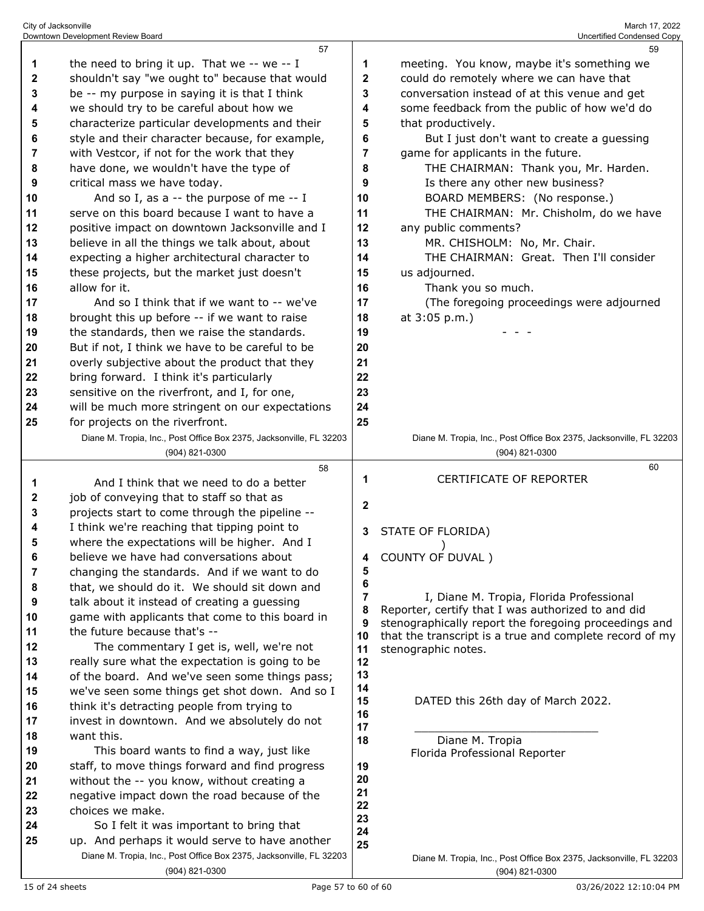the need to bring it up. That we -- we -- I shouldn't say "we ought to" because that would be -- my purpose in saying it is that I think we should try to be careful about how we characterize particular developments and their style and their character because, for example, with Vestcor, if not for the work that they have done, we wouldn't have the type of critical mass we have today.

And so I, as a -- the purpose of me -- I serve on this board because I want to have a positive impact on downtown Jacksonville and I believe in all the things we talk about, about expecting a higher architectural character to these projects, but the market just doesn't allow for it.

And so I think that if we want to -- we've brought this up before -- if we want to raise the standards, then we raise the standards. But if not, I think we have to be careful to be overly subjective about the product that they bring forward. I think it's particularly sensitive on the riverfront, and I, for one, will be much more stringent on our expectations for projects on the riverfront.

And I think that we need to do a better job of conveying that to staff so that as projects start to come through the pipeline -- I think we're reaching that tipping point to where the expectations will be higher. And I believe we have had conversations about changing the standards. And if we want to do that, we should do it. We should sit down and talk about it instead of creating a guessing game with applicants that come to this board in the future because that's --

The commentary I get is, well, we're not really sure what the expectation is going to be of the board. And we've seen some things pass; we've seen some things get shot down. And so I think it's detracting people from trying to invest in downtown. And we absolutely do not want this.

This board wants to find a way, just like staff, to move things forward and find progress without the -- you know, without creating a negative impact down the road because of the choices we make.

So I felt it was important to bring that up. And perhaps it would serve to have another meeting. You know, maybe it's something we could do remotely where we can have that conversation instead of at this venue and get some feedback from the public of how we'd do that productively.

But I just don't want to create a guessing game for applicants in the future.

THE CHAIRMAN: Thank you, Mr. Harden.

Is there any other new business?

BOARD MEMBERS: (No response.)

THE CHAIRMAN: Mr. Chisholm, do we have any public comments?

MR. CHISHOLM: No, Mr. Chair.

THE CHAIRMAN: Great. Then I'll consider us adjourned.

Thank you so much.

(The foregoing proceedings were adjourned at 3:05 p.m.)

\- - -

CERTIFICATE OF REPORTER

STATE OF FLORIDA)
)
COUNTY OF DUVAL )

I, Diane M. Tropia, Florida Professional Reporter, certify that I was authorized to and did stenographically report the foregoing proceedings and that the transcript is a true and complete record of my stenographic notes.

DATED this 26th day of March 2022.

\_\_\_\_\_\_\_\_\_\_\_\_\_\_\_\_\_\_\_\_\_\_\_\_\_\_\_\_\_\_
Diane M. Tropia
Florida Professional Reporter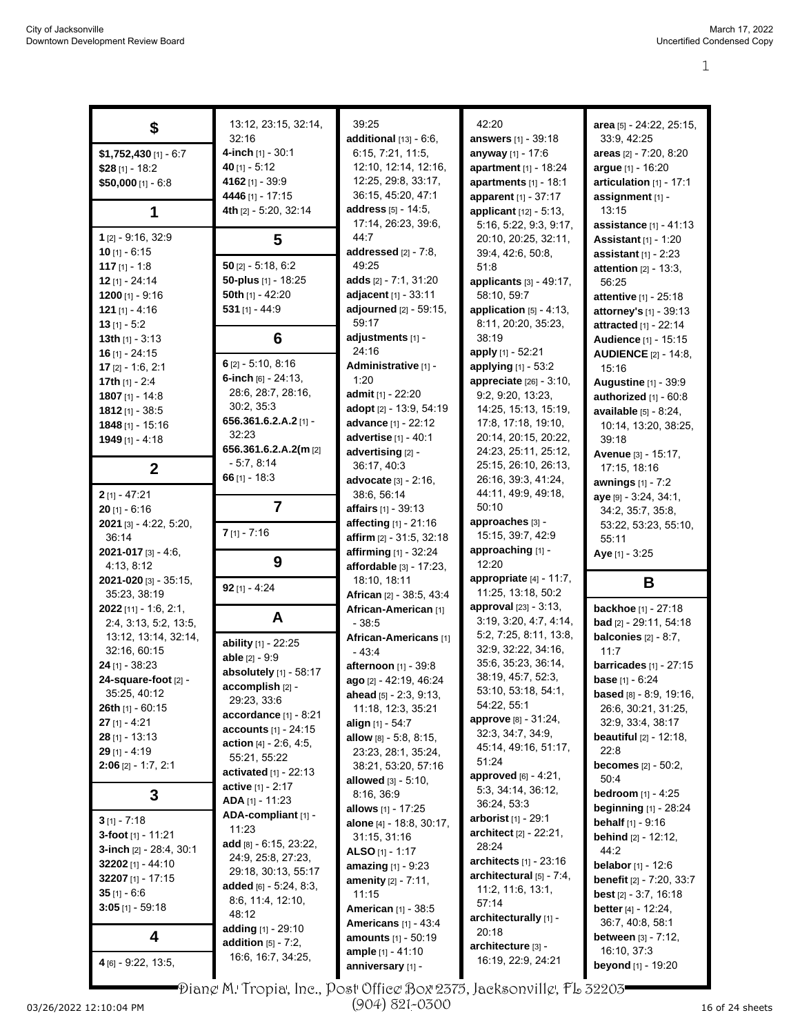## $

**$1,752,430** [1] - 6:7
**$28** [1] - 18:2
**$50,000** [1] - 6:8

## 1

**1** [2] - 9:16, 32:9
**10** [1] - 6:15
**117** [1] - 1:8
**12** [1] - 24:14
**1200** [1] - 9:16
**121** [1] - 4:16
**13** [1] - 5:2
**13th** [1] - 3:13
**16** [1] - 24:15
**17** [2] - 1:6, 2:1
**17th** [1] - 2:4
**1807** [1] - 14:8
**1812** [1] - 38:5
**1848** [1] - 15:16
**1949** [1] - 4:18

## 2

**2** [1] - 47:21
**20** [1] - 6:16
**2021** [3] - 4:22, 5:20, 36:14
**2021-017** [3] - 4:6, 4:13, 8:12
**2021-020** [3] - 35:15, 35:23, 38:19
**2022** [11] - 1:6, 2:1, 2:4, 3:13, 5:2, 13:5, 13:12, 13:14, 32:14, 32:16, 60:15
**24** [1] - 38:23
**24-square-foot** [2] - 35:25, 40:12
**26th** [1] - 60:15
**27** [1] - 4:21
**28** [1] - 13:13
**29** [1] - 4:19
**2:06** [2] - 1:7, 2:1

## 3

**3** [1] - 7:18
**3-foot** [1] - 11:21
**3-inch** [2] - 28:4, 30:1
**32202** [1] - 44:10
**32207** [1] - 17:15
**35** [1] - 6:6
**3:05** [1] - 59:18

## 4

**4** [6] - 9:22, 13:5, 13:12, 23:15, 32:14, 32:16
**4-inch** [1] - 30:1
**40** [1] - 5:12
**4162** [1] - 39:9
**4446** [1] - 17:15
**4th** [2] - 5:20, 32:14

## 5

**50** [2] - 5:18, 6:2
**50-plus** [1] - 18:25
**50th** [1] - 42:20
**531** [1] - 44:9

## 6

**6** [2] - 5:10, 8:16
**6-inch** [6] - 24:13, 28:6, 28:7, 28:16, 30:2, 35:3
**656.361.6.2.A.2** [1] - 32:23
**656.361.6.2.A.2(m** [2] - 5:7, 8:14
**66** [1] - 18:3

## 7

**7** [1] - 7:16

## 9

**92** [1] - 4:24

## A

**ability** [1] - 22:25
**able** [2] - 9:9
**absolutely** [1] - 58:17
**accomplish** [2] - 29:23, 33:6
**accordance** [1] - 8:21
**accounts** [1] - 24:15
**action** [4] - 2:6, 4:5, 55:21, 55:22
**activated** [1] - 22:13
**active** [1] - 2:17
**ADA** [1] - 11:23
**ADA-compliant** [1] - 11:23
**add** [8] - 6:15, 23:22, 24:9, 25:8, 27:23, 29:18, 30:13, 55:17
**added** [6] - 5:24, 8:3, 8:6, 11:4, 12:10, 48:12
**adding** [1] - 29:10
**addition** [5] - 7:2, 16:6, 16:7, 34:25, 39:25
**additional** [13] - 6:6, 6:15, 7:21, 11:5, 12:10, 12:14, 12:16, 12:25, 29:8, 33:17, 36:15, 45:20, 47:1
**address** [5] - 14:5, 17:14, 26:23, 39:6, 44:7
**addressed** [2] - 7:8, 49:25
**adds** [2] - 7:1, 31:20
**adjacent** [1] - 33:11
**adjourned** [2] - 59:15, 59:17
**adjustments** [1] - 24:16
**Administrative** [1] - 1:20
**admit** [1] - 22:20
**adopt** [2] - 13:9, 54:19
**advance** [1] - 22:12
**advertise** [1] - 40:1
**advertising** [2] - 36:17, 40:3
**advocate** [3] - 2:16, 38:6, 56:14
**affairs** [1] - 39:13
**affecting** [1] - 21:16
**affirm** [2] - 31:5, 32:18
**affirming** [1] - 32:24
**affordable** [3] - 17:23, 18:10, 18:11
**African** [2] - 38:5, 43:4
**African-American** [1] - 38:5
**African-Americans** [1] - 43:4
**afternoon** [1] - 39:8
**ago** [2] - 42:19, 46:24
**ahead** [5] - 2:3, 9:13, 11:18, 12:3, 35:21
**align** [1] - 54:7
**allow** [8] - 5:8, 8:15, 23:23, 28:1, 35:24, 38:21, 53:20, 57:16
**allowed** [3] - 5:10, 8:16, 36:9
**allows** [1] - 17:25
**alone** [4] - 18:8, 30:17, 31:15, 31:16
**ALSO** [1] - 1:17
**amazing** [1] - 9:23
**amenity** [2] - 7:11, 11:15
**American** [1] - 38:5
**Americans** [1] - 43:4
**amounts** [1] - 50:19
**ample** [1] - 41:10
**anniversary** [1] - 42:20
**answers** [1] - 39:18
**anyway** [1] - 17:6
**apartment** [1] - 18:24
**apartments** [1] - 18:1
**apparent** [1] - 37:17
**applicant** [12] - 5:13, 5:16, 5:22, 9:3, 9:17, 20:10, 20:25, 32:11, 39:4, 42:6, 50:8, 51:8
**applicants** [3] - 49:17, 58:10, 59:7
**application** [5] - 4:13, 8:11, 20:20, 35:23, 38:19
**apply** [1] - 52:21
**applying** [1] - 53:2
**appreciate** [26] - 3:10, 9:2, 9:20, 13:23, 14:25, 15:13, 15:19, 17:8, 17:18, 19:10, 20:14, 20:15, 20:22, 24:23, 25:11, 25:12, 25:15, 26:10, 26:13, 26:16, 39:3, 41:24, 44:11, 49:9, 49:18, 50:10
**approaches** [3] - 15:15, 39:7, 42:9
**approaching** [1] - 12:20
**appropriate** [4] - 11:7, 11:25, 13:18, 50:2
**approval** [23] - 3:13, 3:19, 3:20, 4:7, 4:14, 5:2, 7:25, 8:11, 13:8, 32:9, 32:22, 34:16, 35:6, 35:23, 36:14, 38:19, 45:7, 52:3, 53:10, 53:18, 54:1, 54:22, 55:1
**approve** [8] - 31:24, 32:3, 34:7, 34:9, 45:14, 49:16, 51:17, 51:24
**approved** [6] - 4:21, 5:3, 34:14, 36:12, 36:24, 53:3
**arborist** [1] - 29:1
**architect** [2] - 22:21, 28:24
**architects** [1] - 23:16
**architectural** [5] - 7:4, 11:2, 11:6, 13:1, 57:14
**architecturally** [1] - 20:18
**architecture** [3] - 16:19, 22:9, 24:21
**area** [5] - 24:22, 25:15, 33:9, 42:25
**areas** [2] - 7:20, 8:20
**argue** [1] - 16:20
**articulation** [1] - 17:1
**assignment** [1] - 13:15
**assistance** [1] - 41:13
**Assistant** [1] - 1:20
**assistant** [1] - 2:23
**attention** [2] - 13:3, 56:25
**attentive** [1] - 25:18
**attorney's** [1] - 39:13
**attracted** [1] - 22:14
**Audience** [1] - 15:15
**AUDIENCE** [2] - 14:8, 15:16
**Augustine** [1] - 39:9
**authorized** [1] - 60:8
**available** [5] - 8:24, 10:14, 13:20, 38:25, 39:18
**Avenue** [3] - 15:17, 17:15, 18:16
**awnings** [1] - 7:2
**aye** [9] - 3:24, 34:1, 34:2, 35:7, 35:8, 53:22, 53:23, 55:10, 55:11
**Aye** [1] - 3:25

## B

**backhoe** [1] - 27:18
**bad** [2] - 29:11, 54:18
**balconies** [2] - 8:7, 11:7
**barricades** [1] - 27:15
**base** [1] - 6:24
**based** [8] - 8:9, 19:16, 26:6, 30:21, 31:25, 32:9, 33:4, 38:17
**beautiful** [2] - 12:18, 22:8
**becomes** [2] - 50:2, 50:4
**bedroom** [1] - 4:25
**beginning** [1] - 28:24
**behalf** [1] - 9:16
**behind** [2] - 12:12, 44:2
**belabor** [1] - 12:6
**benefit** [2] - 7:20, 33:7
**best** [2] - 3:7, 16:18
**better** [4] - 12:24, 36:7, 40:8, 58:1
**between** [3] - 7:12, 16:10, 37:3
**beyond** [1] - 19:20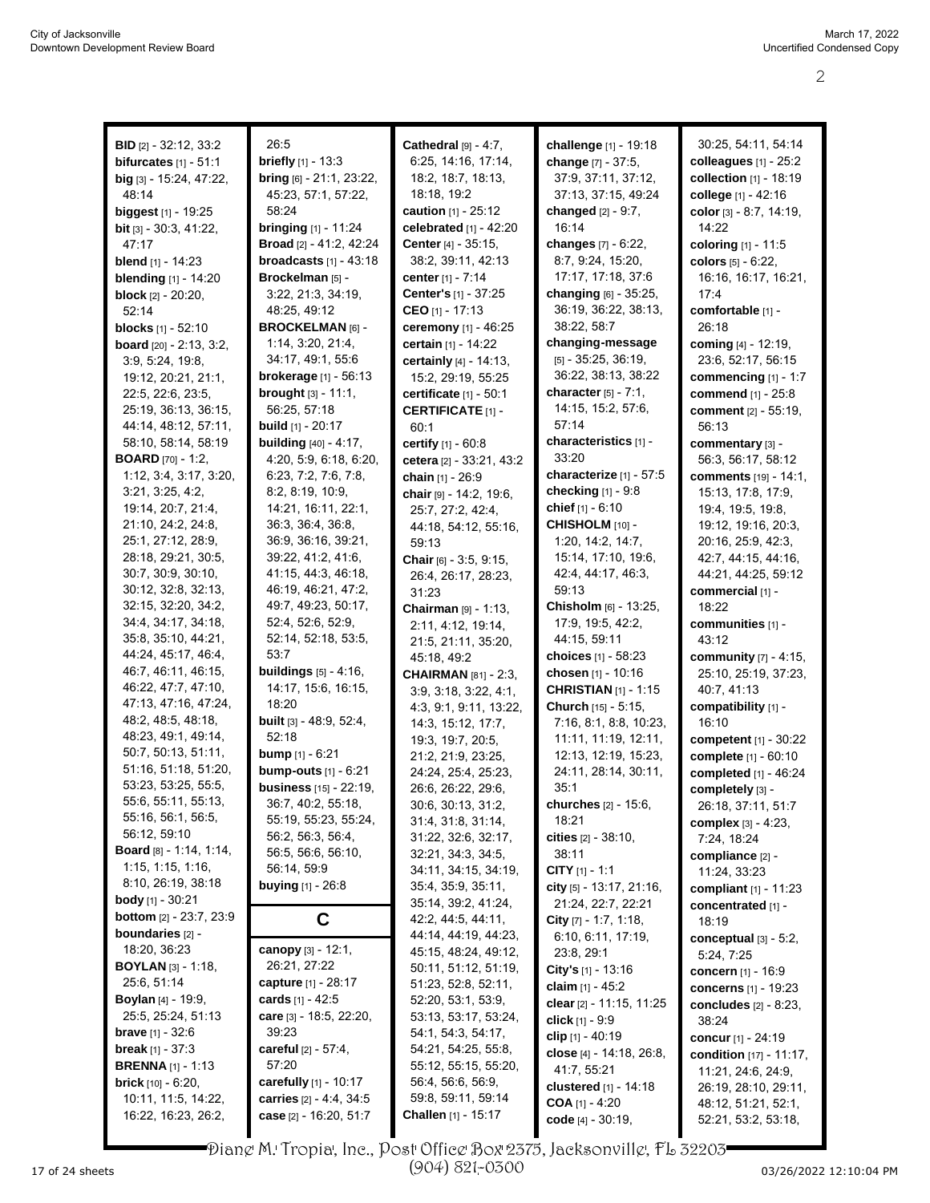**BID** [2] - 32:12, 33:2
**bifurcates** [1] - 51:1
**big** [3] - 15:24, 47:22, 48:14
**biggest** [1] - 19:25
**bit** [3] - 30:3, 41:22, 47:17
**blend** [1] - 14:23
**blending** [1] - 14:20
**block** [2] - 20:20, 52:14
**blocks** [1] - 52:10
**board** [20] - 2:13, 3:2, 3:9, 5:24, 19:8, 19:12, 20:21, 21:1, 22:5, 22:6, 23:5, 25:19, 36:13, 36:15, 44:14, 48:12, 57:11, 58:10, 58:14, 58:19
**BOARD** [70] - 1:2, 1:12, 3:4, 3:17, 3:20, 3:21, 3:25, 4:2, 19:14, 20:7, 21:4, 21:10, 24:2, 24:8, 25:1, 27:12, 28:9, 28:18, 29:21, 30:5, 30:7, 30:9, 30:10, 30:12, 32:8, 32:13, 32:15, 32:20, 34:2, 34:4, 34:17, 34:18, 35:8, 35:10, 44:21, 44:24, 45:17, 46:4, 46:7, 46:11, 46:15, 46:22, 47:7, 47:10, 47:13, 47:16, 47:24, 48:2, 48:5, 48:18, 48:23, 49:1, 49:14, 50:7, 50:13, 51:11, 51:16, 51:18, 51:20, 53:23, 53:25, 55:5, 55:6, 55:11, 55:13, 55:16, 56:1, 56:5, 56:12, 59:10
**Board** [8] - 1:14, 1:14, 1:15, 1:15, 1:16, 8:10, 26:19, 38:18
**body** [1] - 30:21
**bottom** [2] - 23:7, 23:9
**boundaries** [2] - 18:20, 36:23
**BOYLAN** [3] - 1:18, 25:6, 51:14
**Boylan** [4] - 19:9, 25:5, 25:24, 51:13
**brave** [1] - 32:6
**break** [1] - 37:3
**BRENNA** [1] - 1:13
**brick** [10] - 6:20, 10:11, 11:5, 14:22, 16:22, 16:23, 26:2, 26:5
**briefly** [1] - 13:3
**bring** [6] - 21:1, 23:22, 45:23, 57:1, 57:22, 58:24
**bringing** [1] - 11:24
**Broad** [2] - 41:2, 42:24
**broadcasts** [1] - 43:18
**Brockelman** [5] - 3:22, 21:3, 34:19, 48:25, 49:12
**BROCKELMAN** [6] - 1:14, 3:20, 21:4, 34:17, 49:1, 55:6
**brokerage** [1] - 56:13
**brought** [3] - 11:1, 56:25, 57:18
**build** [1] - 20:17
**building** [40] - 4:17, 4:20, 5:9, 6:18, 6:20, 6:23, 7:2, 7:6, 7:8, 8:2, 8:19, 10:9, 14:21, 16:11, 22:1, 36:3, 36:4, 36:8, 36:9, 36:16, 39:21, 39:22, 41:2, 41:6, 41:15, 44:3, 46:18, 46:19, 46:21, 47:2, 49:7, 49:23, 50:17, 52:4, 52:6, 52:9, 52:14, 52:18, 53:5, 53:7
**buildings** [5] - 4:16, 14:17, 15:6, 16:15, 18:20
**built** [3] - 48:9, 52:4, 52:18
**bump** [1] - 6:21
**bump-outs** [1] - 6:21
**business** [15] - 22:19, 36:7, 40:2, 55:18, 55:19, 55:23, 55:24, 56:2, 56:3, 56:4, 56:5, 56:6, 56:10, 56:14, 59:9
**buying** [1] - 26:8

## C

**canopy** [3] - 12:1, 26:21, 27:22
**capture** [1] - 28:17
**cards** [1] - 42:5
**care** [3] - 18:5, 22:20, 39:23
**careful** [2] - 57:4, 57:20
**carefully** [1] - 10:17
**carries** [2] - 4:4, 34:5
**case** [2] - 16:20, 51:7
**Cathedral** [9] - 4:7, 6:25, 14:16, 17:14, 18:2, 18:7, 18:13, 18:18, 19:2
**caution** [1] - 25:12
**celebrated** [1] - 42:20
**Center** [4] - 35:15, 38:2, 39:11, 42:13
**center** [1] - 7:14
**Center's** [1] - 37:25
**CEO** [1] - 17:13
**ceremony** [1] - 46:25
**certain** [1] - 14:22
**certainly** [4] - 14:13, 15:2, 29:19, 55:25
**certificate** [1] - 50:1
**CERTIFICATE** [1] - 60:1
**certify** [1] - 60:8
**cetera** [2] - 33:21, 43:2
**chain** [1] - 26:9
**chair** [9] - 14:2, 19:6, 25:7, 27:2, 42:4, 44:18, 54:12, 55:16, 59:13
**Chair** [6] - 3:5, 9:15, 26:4, 26:17, 28:23, 31:23
**Chairman** [9] - 1:13, 2:11, 4:12, 19:14, 21:5, 21:11, 35:20, 45:18, 49:2
**CHAIRMAN** [81] - 2:3, 3:9, 3:18, 3:22, 4:1, 4:3, 9:1, 9:11, 13:22, 14:3, 15:12, 17:7, 19:3, 19:7, 20:5, 21:2, 21:9, 23:25, 24:24, 25:4, 25:23, 26:6, 26:22, 29:6, 30:6, 30:13, 31:2, 31:4, 31:8, 31:14, 31:22, 32:6, 32:17, 32:21, 34:3, 34:5, 34:11, 34:15, 34:19, 35:4, 35:9, 35:11, 35:14, 39:2, 41:24, 42:2, 44:5, 44:11, 44:14, 44:19, 44:23, 45:15, 48:24, 49:12, 50:11, 51:12, 51:19, 51:23, 52:8, 52:11, 52:20, 53:1, 53:9, 53:13, 53:17, 53:24, 54:1, 54:3, 54:17, 54:21, 54:25, 55:8, 55:12, 55:15, 55:20, 56:4, 56:6, 56:9, 59:8, 59:11, 59:14
**Challen** [1] - 15:17
**challenge** [1] - 19:18
**change** [7] - 37:5, 37:9, 37:11, 37:12, 37:13, 37:15, 49:24
**changed** [2] - 9:7, 16:14
**changes** [7] - 6:22, 8:7, 9:24, 15:20, 17:17, 17:18, 37:6
**changing** [6] - 35:25, 36:19, 36:22, 38:13, 38:22, 58:7
**changing-message** [5] - 35:25, 36:19, 36:22, 38:13, 38:22
**character** [5] - 7:1, 14:15, 15:2, 57:6, 57:14
**characteristics** [1] - 33:20
**characterize** [1] - 57:5
**checking** [1] - 9:8
**chief** [1] - 6:10
**CHISHOLM** [10] - 1:20, 14:2, 14:7, 15:14, 17:10, 19:6, 42:4, 44:17, 46:3, 59:13
**Chisholm** [6] - 13:25, 17:9, 19:5, 42:2, 44:15, 59:11
**choices** [1] - 58:23
**chosen** [1] - 10:16
**CHRISTIAN** [1] - 1:15
**Church** [15] - 5:15, 7:16, 8:1, 8:8, 10:23, 11:11, 11:19, 12:11, 12:13, 12:19, 15:23, 24:11, 28:14, 30:11, 35:1
**churches** [2] - 15:6, 18:21
**cities** [2] - 38:10, 38:11
**CITY** [1] - 1:1
**city** [5] - 13:17, 21:16, 21:24, 22:7, 22:21
**City** [7] - 1:7, 1:18, 6:10, 6:11, 17:19, 23:8, 29:1
**City's** [1] - 13:16
**claim** [1] - 45:2
**clear** [2] - 11:15, 11:25
**click** [1] - 9:9
**clip** [1] - 40:19
**close** [4] - 14:18, 26:8, 41:7, 55:21
**clustered** [1] - 14:18
**COA** [1] - 4:20
**code** [4] - 30:19, 30:25, 54:11, 54:14
**colleagues** [1] - 25:2
**collection** [1] - 18:19
**college** [1] - 42:16
**color** [3] - 8:7, 14:19, 14:22
**coloring** [1] - 11:5
**colors** [5] - 6:22, 16:16, 16:17, 16:21, 17:4
**comfortable** [1] - 26:18
**coming** [4] - 12:19, 23:6, 52:17, 56:15
**commencing** [1] - 1:7
**commend** [1] - 25:8
**comment** [2] - 55:19, 56:13
**commentary** [3] - 56:3, 56:17, 58:12
**comments** [19] - 14:1, 15:13, 17:8, 17:9, 19:4, 19:5, 19:8, 19:12, 19:16, 20:3, 20:16, 25:9, 42:3, 42:7, 44:15, 44:16, 44:21, 44:25, 59:12
**commercial** [1] - 18:22
**communities** [1] - 43:12
**community** [7] - 4:15, 25:10, 25:19, 37:23, 40:7, 41:13
**compatibility** [1] - 16:10
**competent** [1] - 30:22
**complete** [1] - 60:10
**completed** [1] - 46:24
**completely** [3] - 26:18, 37:11, 51:7
**complex** [3] - 4:23, 7:24, 18:24
**compliance** [2] - 11:24, 33:23
**compliant** [1] - 11:23
**concentrated** [1] - 18:19
**conceptual** [3] - 5:2, 5:24, 7:25
**concern** [1] - 16:9
**concerns** [1] - 19:23
**concludes** [2] - 8:23, 38:24
**concur** [1] - 24:19
**condition** [17] - 11:17, 11:21, 24:6, 24:9, 26:19, 28:10, 29:11, 48:12, 51:21, 52:1, 52:21, 53:2, 53:18,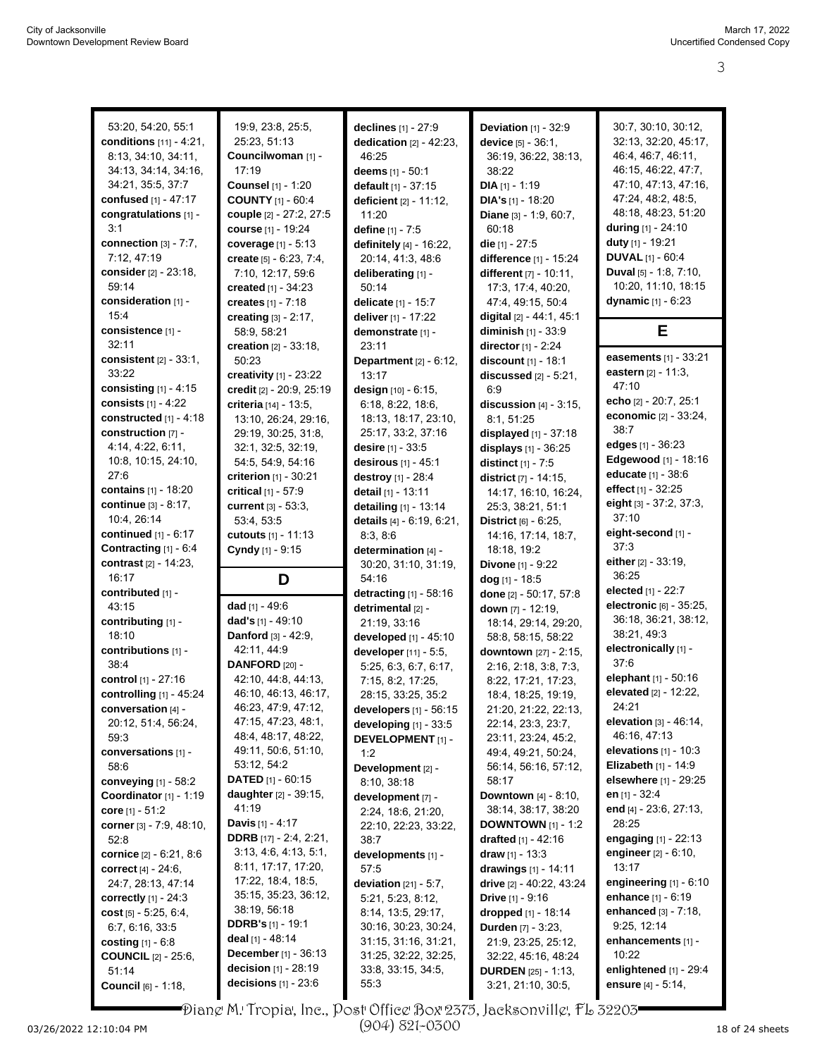53:20, 54:20, 55:1
**conditions** [11] - 4:21, 8:13, 34:10, 34:11, 34:13, 34:14, 34:16, 34:21, 35:5, 37:7
**confused** [1] - 47:17
**congratulations** [1] - 3:1
**connection** [3] - 7:7, 7:12, 47:19
**consider** [2] - 23:18, 59:14
**consideration** [1] - 15:4
**consistence** [1] - 32:11
**consistent** [2] - 33:1, 33:22
**consisting** [1] - 4:15
**consists** [1] - 4:22
**constructed** [1] - 4:18
**construction** [7] - 4:14, 4:22, 6:11, 10:8, 10:15, 24:10, 27:6
**contains** [1] - 18:20
**continue** [3] - 8:17, 10:4, 26:14
**continued** [1] - 6:17
**Contracting** [1] - 6:4
**contrast** [2] - 14:23, 16:17
**contributed** [1] - 43:15
**contributing** [1] - 18:10
**contributions** [1] - 38:4
**control** [1] - 27:16
**controlling** [1] - 45:24
**conversation** [4] - 20:12, 51:4, 56:24, 59:3
**conversations** [1] - 58:6
**conveying** [1] - 58:2
**Coordinator** [1] - 1:19
**core** [1] - 51:2
**corner** [3] - 7:9, 48:10, 52:8
**cornice** [2] - 6:21, 8:6
**correct** [4] - 24:6, 24:7, 28:13, 47:14
**correctly** [1] - 24:3
**cost** [5] - 5:25, 6:4, 6:7, 6:16, 33:5
**costing** [1] - 6:8
**COUNCIL** [2] - 25:6, 51:14
**Council** [6] - 1:18, 19:9, 23:8, 25:5, 25:23, 51:13
**Councilwoman** [1] - 17:19
**Counsel** [1] - 1:20
**COUNTY** [1] - 60:4
**couple** [2] - 27:2, 27:5
**course** [1] - 19:24
**coverage** [1] - 5:13
**create** [5] - 6:23, 7:4, 7:10, 12:17, 59:6
**created** [1] - 34:23
**creates** [1] - 7:18
**creating** [3] - 2:17, 58:9, 58:21
**creation** [2] - 33:18, 50:23
**creativity** [1] - 23:22
**credit** [2] - 20:9, 25:19
**criteria** [14] - 13:5, 13:10, 26:24, 29:16, 29:19, 30:25, 31:8, 32:1, 32:5, 32:19, 54:5, 54:9, 54:16
**criterion** [1] - 30:21
**critical** [1] - 57:9
**current** [3] - 53:3, 53:4, 53:5
**cutouts** [1] - 11:13
**Cyndy** [1] - 9:15

## D

**dad** [1] - 49:6
**dad's** [1] - 49:10
**Danford** [3] - 42:9, 42:11, 44:9
**DANFORD** [20] - 42:10, 44:8, 44:13, 46:10, 46:13, 46:17, 46:23, 47:9, 47:12, 47:15, 47:23, 48:1, 48:4, 48:17, 48:22, 49:11, 50:6, 51:10, 53:12, 54:2
**DATED** [1] - 60:15
**daughter** [2] - 39:15, 41:19
**Davis** [1] - 4:17
**DDRB** [17] - 2:4, 2:21, 3:13, 4:6, 4:13, 5:1, 8:11, 17:17, 17:20, 17:22, 18:4, 18:5, 35:15, 35:23, 36:12, 38:19, 56:18
**DDRB's** [1] - 19:1
**deal** [1] - 48:14
**December** [1] - 36:13
**decision** [1] - 28:19
**decisions** [1] - 23:6
**declines** [1] - 27:9
**dedication** [2] - 42:23, 46:25
**deems** [1] - 50:1
**default** [1] - 37:15
**deficient** [2] - 11:12, 11:20
**define** [1] - 7:5
**definitely** [4] - 16:22, 20:14, 41:3, 48:6
**deliberating** [1] - 50:14
**delicate** [1] - 15:7
**deliver** [1] - 17:22
**demonstrate** [1] - 23:11
**Department** [2] - 6:12, 13:17
**design** [10] - 6:15, 6:18, 8:22, 18:6, 18:13, 18:17, 23:10, 25:17, 33:2, 37:16
**desire** [1] - 33:5
**desirous** [1] - 45:1
**destroy** [1] - 28:4
**detail** [1] - 13:11
**detailing** [1] - 13:14
**details** [4] - 6:19, 6:21, 8:3, 8:6
**determination** [4] - 30:20, 31:10, 31:19, 54:16
**detracting** [1] - 58:16
**detrimental** [2] - 21:19, 33:16
**developed** [1] - 45:10
**developer** [11] - 5:5, 5:25, 6:3, 6:7, 6:17, 7:15, 8:2, 17:25, 28:15, 33:25, 35:2
**developers** [1] - 56:15
**developing** [1] - 33:5
**DEVELOPMENT** [1] - 1:2
**Development** [2] - 8:10, 38:18
**development** [7] - 2:24, 18:6, 21:20, 22:10, 22:23, 33:22, 38:7
**developments** [1] - 57:5
**deviation** [21] - 5:7, 5:21, 5:23, 8:12, 8:14, 13:5, 29:17, 30:16, 30:23, 30:24, 31:15, 31:16, 31:21, 31:25, 32:22, 32:25, 33:8, 33:15, 34:5, 55:3
**Deviation** [1] - 32:9
**device** [5] - 36:1, 36:19, 36:22, 38:13, 38:22
**DIA** [1] - 1:19
**DIA's** [1] - 18:20
**Diane** [3] - 1:9, 60:7, 60:18
**die** [1] - 27:5
**difference** [1] - 15:24
**different** [7] - 10:11, 17:3, 17:4, 40:20, 47:4, 49:15, 50:4
**digital** [2] - 44:1, 45:1
**diminish** [1] - 33:9
**director** [1] - 2:24
**discount** [1] - 18:1
**discussed** [2] - 5:21, 6:9
**discussion** [4] - 3:15, 8:1, 51:25
**displayed** [1] - 37:18
**displays** [1] - 36:25
**distinct** [1] - 7:5
**district** [7] - 14:15, 14:17, 16:10, 16:24, 25:3, 38:21, 51:1
**District** [6] - 6:25, 14:16, 17:14, 18:7, 18:18, 19:2
**Divone** [1] - 9:22
**dog** [1] - 18:5
**done** [2] - 50:17, 57:8
**down** [7] - 12:19, 18:14, 29:14, 29:20, 58:8, 58:15, 58:22
**downtown** [27] - 2:15, 2:16, 2:18, 3:8, 7:3, 8:22, 17:21, 17:23, 18:4, 18:25, 19:19, 21:20, 21:22, 22:13, 22:14, 23:3, 23:7, 23:11, 23:24, 45:2, 49:4, 49:21, 50:24, 56:14, 56:16, 57:12, 58:17
**Downtown** [4] - 8:10, 38:14, 38:17, 38:20
**DOWNTOWN** [1] - 1:2
**drafted** [1] - 42:16
**draw** [1] - 13:3
**drawings** [1] - 14:11
**drive** [2] - 40:22, 43:24
**Drive** [1] - 9:16
**dropped** [1] - 18:14
**Durden** [7] - 3:23, 21:9, 23:25, 25:12, 32:22, 45:16, 48:24
**DURDEN** [25] - 1:13, 3:21, 21:10, 30:5, 30:7, 30:10, 30:12, 32:13, 32:20, 45:17, 46:4, 46:7, 46:11, 46:15, 46:22, 47:7, 47:10, 47:13, 47:16, 47:24, 48:2, 48:5, 48:18, 48:23, 51:20
**during** [1] - 24:10
**duty** [1] - 19:21
**DUVAL** [1] - 60:4
**Duval** [5] - 1:8, 7:10, 10:20, 11:10, 18:15
**dynamic** [1] - 6:23

## E

**easements** [1] - 33:21
**eastern** [2] - 11:3, 47:10
**echo** [2] - 20:7, 25:1
**economic** [2] - 33:24, 38:7
**edges** [1] - 36:23
**Edgewood** [1] - 18:16
**educate** [1] - 38:6
**effect** [1] - 32:25
**eight** [3] - 37:2, 37:3, 37:10
**eight-second** [1] - 37:3
**either** [2] - 33:19, 36:25
**elected** [1] - 22:7
**electronic** [6] - 35:25, 36:18, 36:21, 38:12, 38:21, 49:3
**electronically** [1] - 37:6
**elephant** [1] - 50:16
**elevated** [2] - 12:22, 24:21
**elevation** [3] - 46:14, 46:16, 47:13
**elevations** [1] - 10:3
**Elizabeth** [1] - 14:9
**elsewhere** [1] - 29:25
**en** [1] - 32:4
**end** [4] - 23:6, 27:13, 28:25
**engaging** [1] - 22:13
**engineer** [2] - 6:10, 13:17
**engineering** [1] - 6:10
**enhance** [1] - 6:19
**enhanced** [3] - 7:18, 9:25, 12:14
**enhancements** [1] - 10:22
**enlightened** [1] - 29:4
**ensure** [4] - 5:14,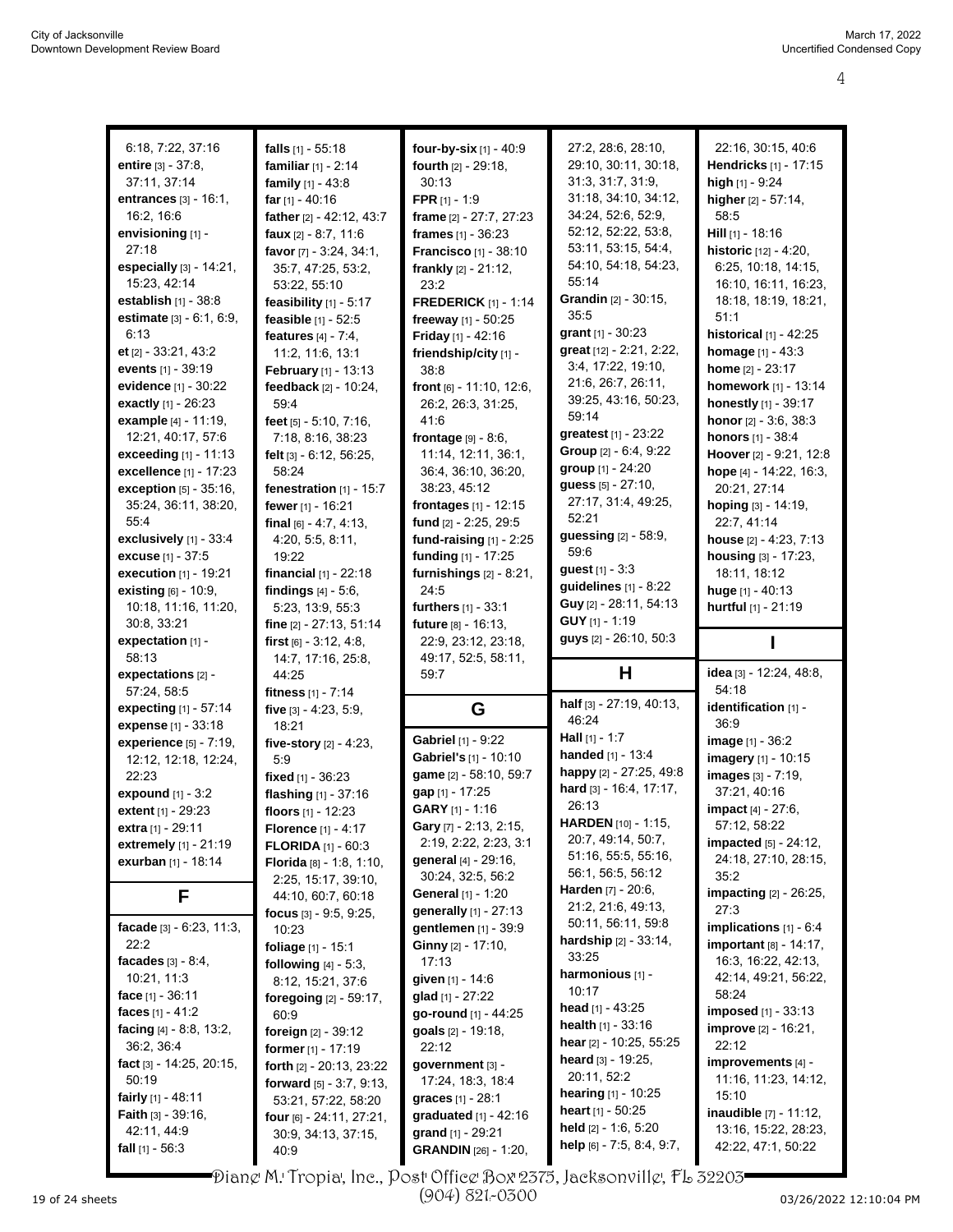6:18, 7:22, 37:16
**entire** [3] - 37:8, 37:11, 37:14
**entrances** [3] - 16:1, 16:2, 16:6
**envisioning** [1] - 27:18
**especially** [3] - 14:21, 15:23, 42:14
**establish** [1] - 38:8
**estimate** [3] - 6:1, 6:9, 6:13
**et** [2] - 33:21, 43:2
**events** [1] - 39:19
**evidence** [1] - 30:22
**exactly** [1] - 26:23
**example** [4] - 11:19, 12:21, 40:17, 57:6
**exceeding** [1] - 11:13
**excellence** [1] - 17:23
**exception** [5] - 35:16, 35:24, 36:11, 38:20, 55:4
**exclusively** [1] - 33:4
**excuse** [1] - 37:5
**execution** [1] - 19:21
**existing** [6] - 10:9, 10:18, 11:16, 11:20, 30:8, 33:21
**expectation** [1] - 58:13
**expectations** [2] - 57:24, 58:5
**expecting** [1] - 57:14
**expense** [1] - 33:18
**experience** [5] - 7:19, 12:12, 12:18, 12:24, 22:23
**expound** [1] - 3:2
**extent** [1] - 29:23
**extra** [1] - 29:11
**extremely** [1] - 21:19
**exurban** [1] - 18:14

## F

**facade** [3] - 6:23, 11:3, 22:2
**facades** [3] - 8:4, 10:21, 11:3
**face** [1] - 36:11
**faces** [1] - 41:2
**facing** [4] - 8:8, 13:2, 36:2, 36:4
**fact** [3] - 14:25, 20:15, 50:19
**fairly** [1] - 48:11
**Faith** [3] - 39:16, 42:11, 44:9
**fall** [1] - 56:3
**falls** [1] - 55:18
**familiar** [1] - 2:14
**family** [1] - 43:8
**far** [1] - 40:16
**father** [2] - 42:12, 43:7
**faux** [2] - 8:7, 11:6
**favor** [7] - 3:24, 34:1, 35:7, 47:25, 53:2, 53:22, 55:10
**feasibility** [1] - 5:17
**feasible** [1] - 52:5
**features** [4] - 7:4, 11:2, 11:6, 13:1
**February** [1] - 13:13
**feedback** [2] - 10:24, 59:4
**feet** [5] - 5:10, 7:16, 7:18, 8:16, 38:23
**felt** [3] - 6:12, 56:25, 58:24
**fenestration** [1] - 15:7
**fewer** [1] - 16:21
**final** [6] - 4:7, 4:13, 4:20, 5:5, 8:11, 19:22
**financial** [1] - 22:18
**findings** [4] - 5:6, 5:23, 13:9, 55:3
**fine** [2] - 27:13, 51:14
**first** [6] - 3:12, 4:8, 14:7, 17:16, 25:8, 44:25
**fitness** [1] - 7:14
**five** [3] - 4:23, 5:9, 18:21
**five-story** [2] - 4:23, 5:9
**fixed** [1] - 36:23
**flashing** [1] - 37:16
**floors** [1] - 12:23
**Florence** [1] - 4:17
**FLORIDA** [1] - 60:3
**Florida** [8] - 1:8, 1:10, 2:25, 15:17, 39:10, 44:10, 60:7, 60:18
**focus** [3] - 9:5, 9:25, 10:23
**foliage** [1] - 15:1
**following** [4] - 5:3, 8:12, 15:21, 37:6
**foregoing** [2] - 59:17, 60:9
**foreign** [2] - 39:12
**former** [1] - 17:19
**forth** [2] - 20:13, 23:22
**forward** [5] - 3:7, 9:13, 53:21, 57:22, 58:20
**four** [6] - 24:11, 27:21, 30:9, 34:13, 37:15, 40:9
**four-by-six** [1] - 40:9
**fourth** [2] - 29:18, 30:13
**FPR** [1] - 1:9
**frame** [2] - 27:7, 27:23
**frames** [1] - 36:23
**Francisco** [1] - 38:10
**frankly** [2] - 21:12, 23:2
**FREDERICK** [1] - 1:14
**freeway** [1] - 50:25
**Friday** [1] - 42:16
**friendship/city** [1] - 38:8
**front** [6] - 11:10, 12:6, 26:2, 26:3, 31:25, 41:6
**frontage** [9] - 8:6, 11:14, 12:11, 36:1, 36:4, 36:10, 36:20, 38:23, 45:12
**frontages** [1] - 12:15
**fund** [2] - 2:25, 29:5
**fund-raising** [1] - 2:25
**funding** [1] - 17:25
**furnishings** [2] - 8:21, 24:5
**furthers** [1] - 33:1
**future** [8] - 16:13, 22:9, 23:12, 23:18, 49:17, 52:5, 58:11, 59:7

## G

**Gabriel** [1] - 9:22
**Gabriel's** [1] - 10:10
**game** [2] - 58:10, 59:7
**gap** [1] - 17:25
**GARY** [1] - 1:16
**Gary** [7] - 2:13, 2:15, 2:19, 2:22, 2:23, 3:1
**general** [4] - 29:16, 30:24, 32:5, 56:2
**General** [1] - 1:20
**generally** [1] - 27:13
**gentlemen** [1] - 39:9
**Ginny** [2] - 17:10, 17:13
**given** [1] - 14:6
**glad** [1] - 27:22
**go-round** [1] - 44:25
**goals** [2] - 19:18, 22:12
**government** [3] - 17:24, 18:3, 18:4
**graces** [1] - 28:1
**graduated** [1] - 42:16
**grand** [1] - 29:21
**GRANDIN** [26] - 1:20, 27:2, 28:6, 28:10, 29:10, 30:11, 30:18, 31:3, 31:7, 31:9, 31:18, 34:10, 34:12, 34:24, 52:6, 52:9, 52:12, 52:22, 53:8, 53:11, 53:15, 54:4, 54:10, 54:18, 54:23, 55:14
**Grandin** [2] - 30:15, 35:5
**grant** [1] - 30:23
**great** [12] - 2:21, 2:22, 3:4, 17:22, 19:10, 21:6, 26:7, 26:11, 39:25, 43:16, 50:23, 59:14
**greatest** [1] - 23:22
**Group** [2] - 6:4, 9:22
**group** [1] - 24:20
**guess** [5] - 27:10, 27:17, 31:4, 49:25, 52:21
**guessing** [2] - 58:9, 59:6
**guest** [1] - 3:3
**guidelines** [1] - 8:22
**Guy** [2] - 28:11, 54:13
**GUY** [1] - 1:19
**guys** [2] - 26:10, 50:3

## H

**half** [3] - 27:19, 40:13, 46:24
**Hall** [1] - 1:7
**handed** [1] - 13:4
**happy** [2] - 27:25, 49:8
**hard** [3] - 16:4, 17:17, 26:13
**HARDEN** [10] - 1:15, 20:7, 49:14, 50:7, 51:16, 55:5, 55:16, 56:1, 56:5, 56:12
**Harden** [7] - 20:6, 21:2, 21:6, 49:13, 50:11, 56:11, 59:8
**hardship** [2] - 33:14, 33:25
**harmonious** [1] - 10:17
**head** [1] - 43:25
**health** [1] - 33:16
**hear** [2] - 10:25, 55:25
**heard** [3] - 19:25, 20:11, 52:2
**hearing** [1] - 10:25
**heart** [1] - 50:25
**held** [2] - 1:6, 5:20
**help** [6] - 7:5, 8:4, 9:7, 22:16, 30:15, 40:6
**Hendricks** [1] - 17:15
**high** [1] - 9:24
**higher** [2] - 57:14, 58:5
**Hill** [1] - 18:16
**historic** [12] - 4:20, 6:25, 10:18, 14:15, 16:10, 16:11, 16:23, 18:18, 18:19, 18:21, 51:1
**historical** [1] - 42:25
**homage** [1] - 43:3
**home** [2] - 23:17
**homework** [1] - 13:14
**honestly** [1] - 39:17
**honor** [2] - 3:6, 38:3
**honors** [1] - 38:4
**Hoover** [2] - 9:21, 12:8
**hope** [4] - 14:22, 16:3, 20:21, 27:14
**hoping** [3] - 14:19, 22:7, 41:14
**house** [2] - 4:23, 7:13
**housing** [3] - 17:23, 18:11, 18:12
**huge** [1] - 40:13
**hurtful** [1] - 21:19

## I

**idea** [3] - 12:24, 48:8, 54:18
**identification** [1] - 36:9
**image** [1] - 36:2
**imagery** [1] - 10:15
**images** [3] - 7:19, 37:21, 40:16
**impact** [4] - 27:6, 57:12, 58:22
**impacted** [5] - 24:12, 24:18, 27:10, 28:15, 35:2
**impacting** [2] - 26:25, 27:3
**implications** [1] - 6:4
**important** [8] - 14:17, 16:3, 16:22, 42:13, 42:14, 49:21, 56:22, 58:24
**imposed** [1] - 33:13
**improve** [2] - 16:21, 22:12
**improvements** [4] - 11:16, 11:23, 14:12, 15:10
**inaudible** [7] - 11:12, 13:16, 15:22, 28:23, 42:22, 47:1, 50:22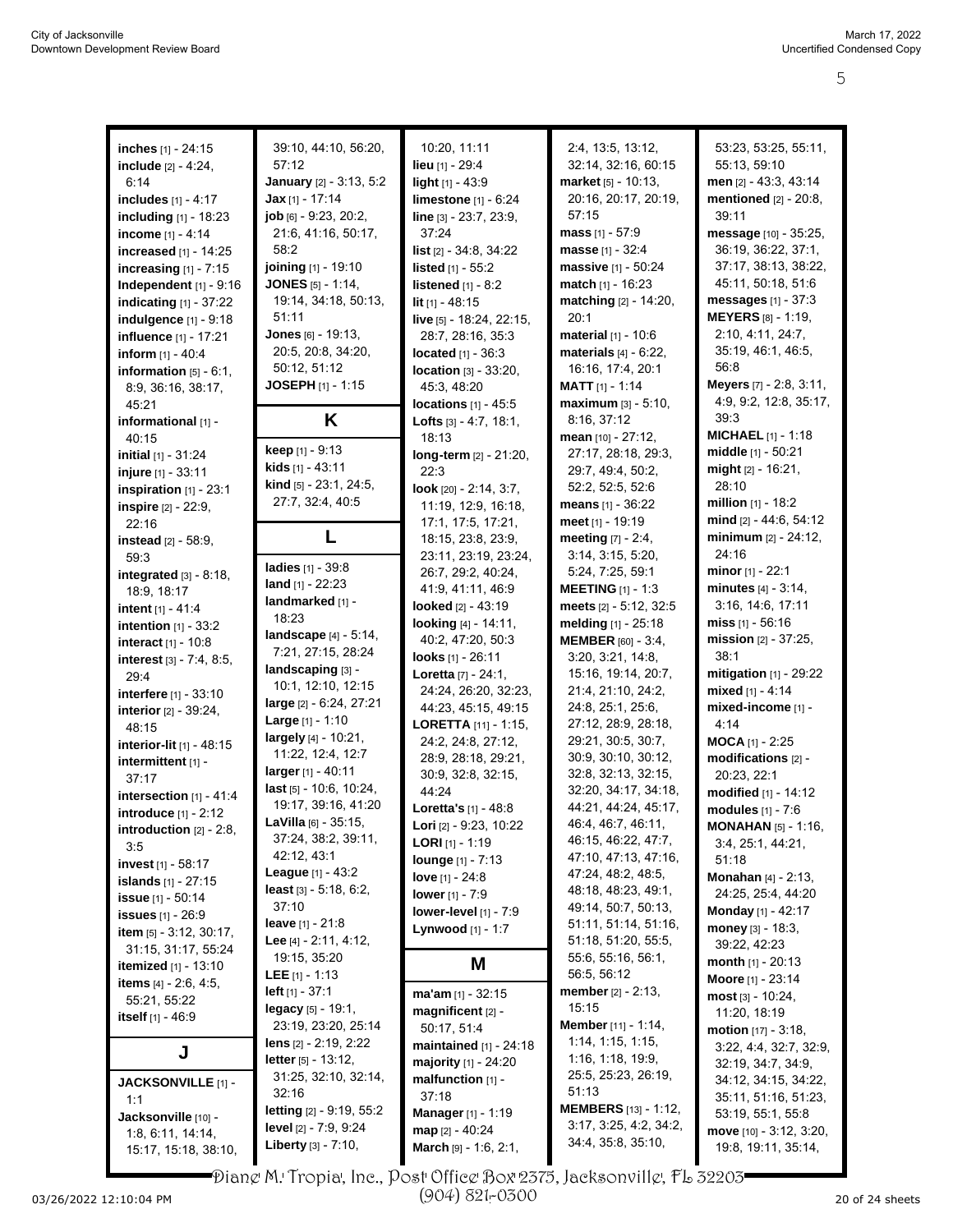**inches** [1] - 24:15
**include** [2] - 4:24, 6:14
**includes** [1] - 4:17
**including** [1] - 18:23
**income** [1] - 4:14
**increased** [1] - 14:25
**increasing** [1] - 7:15
**Independent** [1] - 9:16
**indicating** [1] - 37:22
**indulgence** [1] - 9:18
**influence** [1] - 17:21
**inform** [1] - 40:4
**information** [5] - 6:1, 8:9, 36:16, 38:17, 45:21
**informational** [1] - 40:15
**initial** [1] - 31:24
**injure** [1] - 33:11
**inspiration** [1] - 23:1
**inspire** [2] - 22:9, 22:16
**instead** [2] - 58:9, 59:3
**integrated** [3] - 8:18, 18:9, 18:17
**intent** [1] - 41:4
**intention** [1] - 33:2
**interact** [1] - 10:8
**interest** [3] - 7:4, 8:5, 29:4
**interfere** [1] - 33:10
**interior** [2] - 39:24, 48:15
**interior-lit** [1] - 48:15
**intermittent** [1] - 37:17
**intersection** [1] - 41:4
**introduce** [1] - 2:12
**introduction** [2] - 2:8, 3:5
**invest** [1] - 58:17
**islands** [1] - 27:15
**issue** [1] - 50:14
**issues** [1] - 26:9
**item** [5] - 3:12, 30:17, 31:15, 31:17, 55:24
**itemized** [1] - 13:10
**items** [4] - 2:6, 4:5, 55:21, 55:22
**itself** [1] - 46:9

## J

**JACKSONVILLE** [1] - 1:1
**Jacksonville** [10] - 1:8, 6:11, 14:14, 15:17, 15:18, 38:10, 39:10, 44:10, 56:20, 57:12
**January** [2] - 3:13, 5:2
**Jax** [1] - 17:14
**job** [6] - 9:23, 20:2, 21:6, 41:16, 50:17, 58:2
**joining** [1] - 19:10
**JONES** [5] - 1:14, 19:14, 34:18, 50:13, 51:11
**Jones** [6] - 19:13, 20:5, 20:8, 34:20, 50:12, 51:12
**JOSEPH** [1] - 1:15

## K

**keep** [1] - 9:13
**kids** [1] - 43:11
**kind** [5] - 23:1, 24:5, 27:7, 32:4, 40:5

## L

**ladies** [1] - 39:8
**land** [1] - 22:23
**landmarked** [1] - 18:23
**landscape** [4] - 5:14, 7:21, 27:15, 28:24
**landscaping** [3] - 10:1, 12:10, 12:15
**large** [2] - 6:24, 27:21
**Large** [1] - 1:10
**largely** [4] - 10:21, 11:22, 12:4, 12:7
**larger** [1] - 40:11
**last** [5] - 10:6, 10:24, 19:17, 39:16, 41:20
**LaVilla** [6] - 35:15, 37:24, 38:2, 39:11, 42:12, 43:1
**League** [1] - 43:2
**least** [3] - 5:18, 6:2, 37:10
**leave** [1] - 21:8
**Lee** [4] - 2:11, 4:12, 19:15, 35:20
**LEE** [1] - 1:13
**left** [1] - 37:1
**legacy** [5] - 19:1, 23:19, 23:20, 25:14
**lens** [2] - 2:19, 2:22
**letter** [5] - 13:12, 31:25, 32:10, 32:14, 32:16
**letting** [2] - 9:19, 55:2
**level** [2] - 7:9, 9:24
**Liberty** [3] - 7:10, 10:20, 11:11
**lieu** [1] - 29:4
**light** [1] - 43:9
**limestone** [1] - 6:24
**line** [3] - 23:7, 23:9, 37:24
**list** [2] - 34:8, 34:22
**listed** [1] - 55:2
**listened** [1] - 8:2
**lit** [1] - 48:15
**live** [5] - 18:24, 22:15, 28:7, 28:16, 35:3
**located** [1] - 36:3
**location** [3] - 33:20, 45:3, 48:20
**locations** [1] - 45:5
**Lofts** [3] - 4:7, 18:1, 18:13
**long-term** [2] - 21:20, 22:3
**look** [20] - 2:14, 3:7, 11:19, 12:9, 16:18, 17:1, 17:5, 17:21, 18:15, 23:8, 23:9, 23:11, 23:19, 23:24, 26:7, 29:2, 40:24, 41:9, 41:11, 46:9
**looked** [2] - 43:19
**looking** [4] - 14:11, 40:2, 47:20, 50:3
**looks** [1] - 26:11
**Loretta** [7] - 24:1, 24:24, 26:20, 32:23, 44:23, 45:15, 49:15
**LORETTA** [11] - 1:15, 24:2, 24:8, 27:12, 28:9, 28:18, 29:21, 30:9, 32:8, 32:15, 44:24
**Loretta's** [1] - 48:8
**Lori** [2] - 9:23, 10:22
**LORI** [1] - 1:19
**lounge** [1] - 7:13
**love** [1] - 24:8
**lower** [1] - 7:9
**lower-level** [1] - 7:9
**Lynwood** [1] - 1:7

## M

**ma'am** [1] - 32:15
**magnificent** [2] - 50:17, 51:4
**maintained** [1] - 24:18
**majority** [1] - 24:20
**malfunction** [1] - 37:18
**Manager** [1] - 1:19
**map** [2] - 40:24
**March** [9] - 1:6, 2:1, 2:4, 13:5, 13:12, 32:14, 32:16, 60:15
**market** [5] - 10:13, 20:16, 20:17, 20:19, 57:15
**mass** [1] - 57:9
**masse** [1] - 32:4
**massive** [1] - 50:24
**match** [1] - 16:23
**matching** [2] - 14:20, 20:1
**material** [1] - 10:6
**materials** [4] - 6:22, 16:16, 17:4, 20:1
**MATT** [1] - 1:14
**maximum** [3] - 5:10, 8:16, 37:12
**mean** [10] - 27:12, 27:17, 28:18, 29:3, 29:7, 49:4, 50:2, 52:2, 52:5, 52:6
**means** [1] - 36:22
**meet** [1] - 19:19
**meeting** [7] - 2:4, 3:14, 3:15, 5:20, 5:24, 7:25, 59:1
**MEETING** [1] - 1:3
**meets** [2] - 5:12, 32:5
**melding** [1] - 25:18
**MEMBER** [60] - 3:4, 3:20, 3:21, 14:8, 15:16, 19:14, 20:7, 21:4, 21:10, 24:2, 24:8, 25:1, 25:6, 27:12, 28:9, 28:18, 29:21, 30:5, 30:7, 30:9, 30:10, 30:12, 32:8, 32:13, 32:15, 32:20, 34:17, 34:18, 44:21, 44:24, 45:17, 46:4, 46:7, 46:11, 46:15, 46:22, 47:7, 47:10, 47:13, 47:16, 47:24, 48:2, 48:5, 48:18, 48:23, 49:1, 49:14, 50:7, 50:13, 51:11, 51:14, 51:16, 51:18, 51:20, 55:5, 55:6, 55:16, 56:1, 56:5, 56:12
**member** [2] - 2:13, 15:15
**Member** [11] - 1:14, 1:14, 1:15, 1:15, 1:16, 1:18, 19:9, 25:5, 25:23, 26:19, 51:13
**MEMBERS** [13] - 1:12, 3:17, 3:25, 4:2, 34:2, 34:4, 35:8, 35:10, 53:23, 53:25, 55:11, 55:13, 59:10
**men** [2] - 43:3, 43:14
**mentioned** [2] - 20:8, 39:11
**message** [10] - 35:25, 36:19, 36:22, 37:1, 37:17, 38:13, 38:22, 45:11, 50:18, 51:6
**messages** [1] - 37:3
**MEYERS** [8] - 1:19, 2:10, 4:11, 24:7, 35:19, 46:1, 46:5, 56:8
**Meyers** [7] - 2:8, 3:11, 4:9, 9:2, 12:8, 35:17, 39:3
**MICHAEL** [1] - 1:18
**middle** [1] - 50:21
**might** [2] - 16:21, 28:10
**million** [1] - 18:2
**mind** [2] - 44:6, 54:12
**minimum** [2] - 24:12, 24:16
**minor** [1] - 22:1
**minutes** [4] - 3:14, 3:16, 14:6, 17:11
**miss** [1] - 56:16
**mission** [2] - 37:25, 38:1
**mitigation** [1] - 29:22
**mixed** [1] - 4:14
**mixed-income** [1] - 4:14
**MOCA** [1] - 2:25
**modifications** [2] - 20:23, 22:1
**modified** [1] - 14:12
**modules** [1] - 7:6
**MONAHAN** [5] - 1:16, 3:4, 25:1, 44:21, 51:18
**Monahan** [4] - 2:13, 24:25, 25:4, 44:20
**Monday** [1] - 42:17
**money** [3] - 18:3, 39:22, 42:23
**month** [1] - 20:13
**Moore** [1] - 23:14
**most** [3] - 10:24, 11:20, 18:19
**motion** [17] - 3:18, 3:22, 4:4, 32:7, 32:9, 32:19, 34:7, 34:9, 34:12, 34:15, 34:22, 35:11, 51:16, 51:23, 53:19, 55:1, 55:8
**move** [10] - 3:12, 3:20, 19:8, 19:11, 35:14,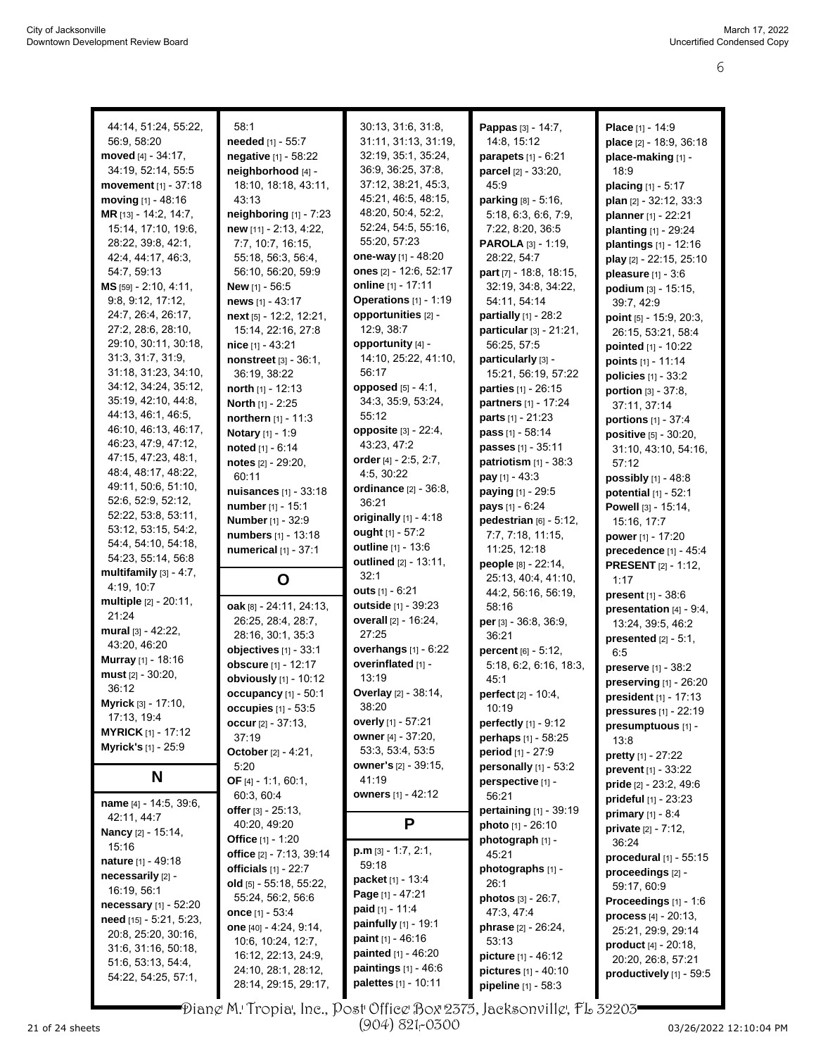44:14, 51:24, 55:22, 56:9, 58:20
**moved** [4] - 34:17, 34:19, 52:14, 55:5
**movement** [1] - 37:18
**moving** [1] - 48:16
**MR** [13] - 14:2, 14:7, 15:14, 17:10, 19:6, 28:22, 39:8, 42:1, 42:4, 44:17, 46:3, 54:7, 59:13
**MS** [59] - 2:10, 4:11, 9:8, 9:12, 17:12, 24:7, 26:4, 26:17, 27:2, 28:6, 28:10, 29:10, 30:11, 30:18, 31:3, 31:7, 31:9, 31:18, 31:23, 34:10, 34:12, 34:24, 35:12, 35:19, 42:10, 44:8, 44:13, 46:1, 46:5, 46:10, 46:13, 46:17, 46:23, 47:9, 47:12, 47:15, 47:23, 48:1, 48:4, 48:17, 48:22, 49:11, 50:6, 51:10, 52:6, 52:9, 52:12, 52:22, 53:8, 53:11, 53:12, 53:15, 54:2, 54:4, 54:10, 54:18, 54:23, 55:14, 56:8
**multifamily** [3] - 4:7, 4:19, 10:7
**multiple** [2] - 20:11, 21:24
**mural** [3] - 42:22, 43:20, 46:20
**Murray** [1] - 18:16
**must** [2] - 30:20, 36:12
**Myrick** [3] - 17:10, 17:13, 19:4
**MYRICK** [1] - 17:12
**Myrick's** [1] - 25:9

## N

**name** [4] - 14:5, 39:6, 42:11, 44:7
**Nancy** [2] - 15:14, 15:16
**nature** [1] - 49:18
**necessarily** [2] - 16:19, 56:1
**necessary** [1] - 52:20
**need** [15] - 5:21, 5:23, 20:8, 25:20, 30:16, 31:6, 31:16, 50:18, 51:6, 53:13, 54:4, 54:22, 54:25, 57:1, 58:1
**needed** [1] - 55:7
**negative** [1] - 58:22
**neighborhood** [4] - 18:10, 18:18, 43:11, 43:13
**neighboring** [1] - 7:23
**new** [11] - 2:13, 4:22, 7:7, 10:7, 16:15, 55:18, 56:3, 56:4, 56:10, 56:20, 59:9
**New** [1] - 56:5
**news** [1] - 43:17
**next** [5] - 12:2, 12:21, 15:14, 22:16, 27:8
**nice** [1] - 43:21
**nonstreet** [3] - 36:1, 36:19, 38:22
**north** [1] - 12:13
**North** [1] - 2:25
**northern** [1] - 11:3
**Notary** [1] - 1:9
**noted** [1] - 6:14
**notes** [2] - 29:20, 60:11
**nuisances** [1] - 33:18
**number** [1] - 15:1
**Number** [1] - 32:9
**numbers** [1] - 13:18
**numerical** [1] - 37:1

## O

**oak** [8] - 24:11, 24:13, 26:25, 28:4, 28:7, 28:16, 30:1, 35:3
**objectives** [1] - 33:1
**obscure** [1] - 12:17
**obviously** [1] - 10:12
**occupancy** [1] - 50:1
**occupies** [1] - 53:5
**occur** [2] - 37:13, 37:19
**October** [2] - 4:21, 5:20
**OF** [4] - 1:1, 60:1, 60:3, 60:4
**offer** [3] - 25:13, 40:20, 49:20
**Office** [1] - 1:20
**office** [2] - 7:13, 39:14
**officials** [1] - 22:7
**old** [5] - 55:18, 55:22, 55:24, 56:2, 56:6
**once** [1] - 53:4
**one** [40] - 4:24, 9:14, 10:6, 10:24, 12:7, 16:12, 22:13, 24:9, 24:10, 28:1, 28:12, 28:14, 29:15, 29:17, 30:13, 31:6, 31:8, 31:11, 31:13, 31:19, 32:19, 35:1, 35:24, 36:9, 36:25, 37:8, 37:12, 38:21, 45:3, 45:21, 46:5, 48:15, 48:20, 50:4, 52:2, 52:24, 54:5, 55:16, 55:20, 57:23
**one-way** [1] - 48:20
**ones** [2] - 12:6, 52:17
**online** [1] - 17:11
**Operations** [1] - 1:19
**opportunities** [2] - 12:9, 38:7
**opportunity** [4] - 14:10, 25:22, 41:10, 56:17
**opposed** [5] - 4:1, 34:3, 35:9, 53:24, 55:12
**opposite** [3] - 22:4, 43:23, 47:2
**order** [4] - 2:5, 2:7, 4:5, 30:22
**ordinance** [2] - 36:8, 36:21
**originally** [1] - 4:18
**ought** [1] - 57:2
**outline** [1] - 13:6
**outlined** [2] - 13:11, 32:1
**outs** [1] - 6:21
**outside** [1] - 39:23
**overall** [2] - 16:24, 27:25
**overhangs** [1] - 6:22
**overinflated** [1] - 13:19
**Overlay** [2] - 38:14, 38:20
**overly** [1] - 57:21
**owner** [4] - 37:20, 53:3, 53:4, 53:5
**owner's** [2] - 39:15, 41:19
**owners** [1] - 42:12

## P

**p.m** [3] - 1:7, 2:1, 59:18
**packet** [1] - 13:4
**Page** [1] - 47:21
**paid** [1] - 11:4
**painfully** [1] - 19:1
**paint** [1] - 46:16
**painted** [1] - 46:20
**paintings** [1] - 46:6
**palettes** [1] - 10:11
**Pappas** [3] - 14:7, 14:8, 15:12
**parapets** [1] - 6:21
**parcel** [2] - 33:20, 45:9
**parking** [8] - 5:16, 5:18, 6:3, 6:6, 7:9, 7:22, 8:20, 36:5
**PAROLA** [3] - 1:19, 28:22, 54:7
**part** [7] - 18:8, 18:15, 32:19, 34:8, 34:22, 54:11, 54:14
**partially** [1] - 28:2
**particular** [3] - 21:21, 56:25, 57:5
**particularly** [3] - 15:21, 56:19, 57:22
**parties** [1] - 26:15
**partners** [1] - 17:24
**parts** [1] - 21:23
**pass** [1] - 58:14
**passes** [1] - 35:11
**patriotism** [1] - 38:3
**pay** [1] - 43:3
**paying** [1] - 29:5
**pays** [1] - 6:24
**pedestrian** [6] - 5:12, 7:7, 7:18, 11:15, 11:25, 12:18
**people** [8] - 22:14, 25:13, 40:4, 41:10, 44:2, 56:16, 56:19, 58:16
**per** [3] - 36:8, 36:9, 36:21
**percent** [6] - 5:12, 5:18, 6:2, 6:16, 18:3, 45:1
**perfect** [2] - 10:4, 10:19
**perfectly** [1] - 9:12
**perhaps** [1] - 58:25
**period** [1] - 27:9
**personally** [1] - 53:2
**perspective** [1] - 56:21
**pertaining** [1] - 39:19
**photo** [1] - 26:10
**photograph** [1] - 45:21
**photographs** [1] - 26:1
**photos** [3] - 26:7, 47:3, 47:4
**phrase** [2] - 26:24, 53:13
**picture** [1] - 46:12
**pictures** [1] - 40:10
**pipeline** [1] - 58:3
**Place** [1] - 14:9
**place** [2] - 18:9, 36:18
**place-making** [1] - 18:9
**placing** [1] - 5:17
**plan** [2] - 32:12, 33:3
**planner** [1] - 22:21
**planting** [1] - 29:24
**plantings** [1] - 12:16
**play** [2] - 22:15, 25:10
**pleasure** [1] - 3:6
**podium** [3] - 15:15, 39:7, 42:9
**point** [5] - 15:9, 20:3, 26:15, 53:21, 58:4
**pointed** [1] - 10:22
**points** [1] - 11:14
**policies** [1] - 33:2
**portion** [3] - 37:8, 37:11, 37:14
**portions** [1] - 37:4
**positive** [5] - 30:20, 31:10, 43:10, 54:16, 57:12
**possibly** [1] - 48:8
**potential** [1] - 52:1
**Powell** [3] - 15:14, 15:16, 17:7
**power** [1] - 17:20
**precedence** [1] - 45:4
**PRESENT** [2] - 1:12, 1:17
**present** [1] - 38:6
**presentation** [4] - 9:4, 13:24, 39:5, 46:2
**presented** [2] - 5:1, 6:5
**preserve** [1] - 38:2
**preserving** [1] - 26:20
**president** [1] - 17:13
**pressures** [1] - 22:19
**presumptuous** [1] - 13:8
**pretty** [1] - 27:22
**prevent** [1] - 33:22
**pride** [2] - 23:2, 49:6
**prideful** [1] - 23:23
**primary** [1] - 8:4
**private** [2] - 7:12, 36:24
**procedural** [1] - 55:15
**proceedings** [2] - 59:17, 60:9
**Proceedings** [1] - 1:6
**process** [4] - 20:13, 25:21, 29:9, 29:14
**product** [4] - 20:18, 20:20, 26:8, 57:21
**productively** [1] - 59:5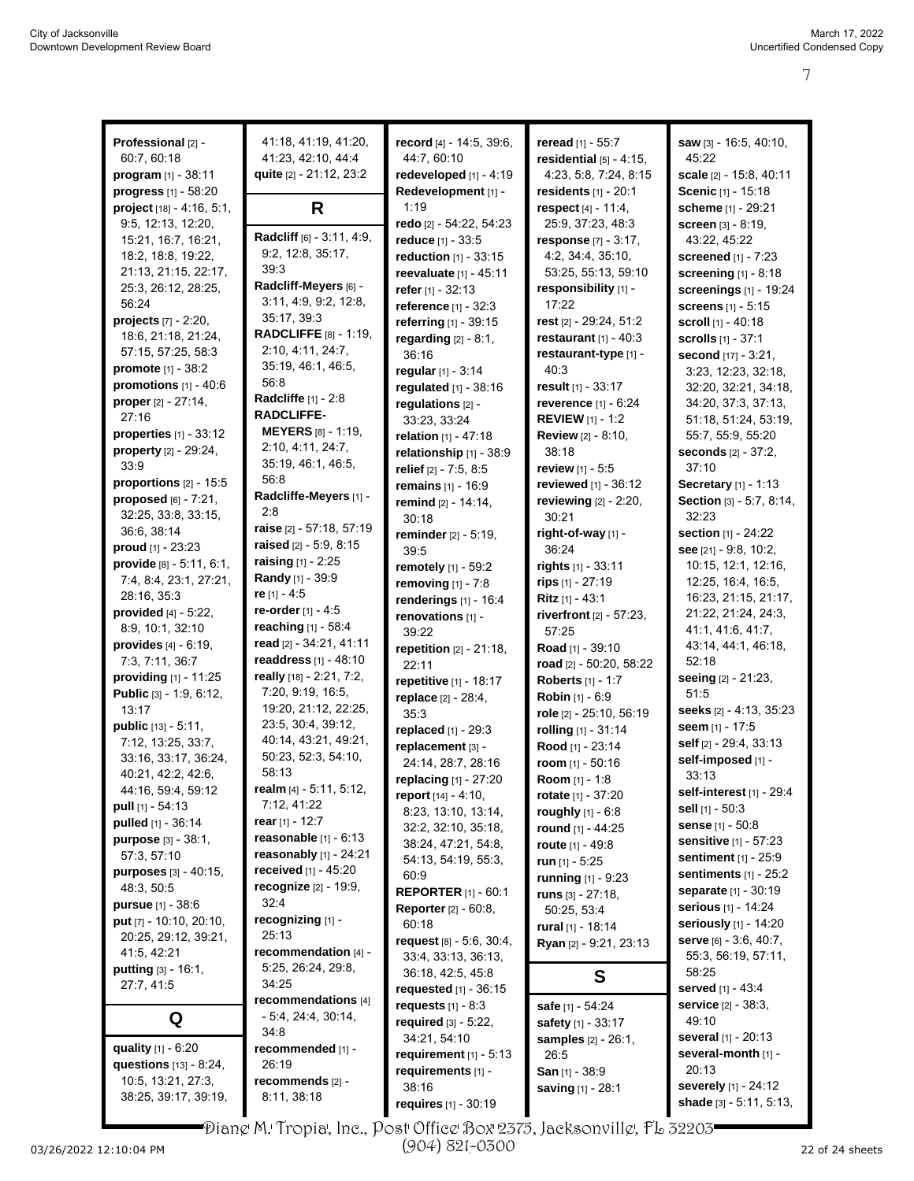**Professional** [2] - 60:7, 60:18
**program** [1] - 38:11
**progress** [1] - 58:20
**project** [18] - 4:16, 5:1, 9:5, 12:13, 12:20, 15:21, 16:7, 16:21, 18:2, 18:8, 19:22, 21:13, 21:15, 22:17, 25:3, 26:12, 28:25, 56:24
**projects** [7] - 2:20, 18:6, 21:18, 21:24, 57:15, 57:25, 58:3
**promote** [1] - 38:2
**promotions** [1] - 40:6
**proper** [2] - 27:14, 27:16
**properties** [1] - 33:12
**property** [2] - 29:24, 33:9
**proportions** [2] - 15:5
**proposed** [6] - 7:21, 32:25, 33:8, 33:15, 36:6, 38:14
**proud** [1] - 23:23
**provide** [8] - 5:11, 6:1, 7:4, 8:4, 23:1, 27:21, 28:16, 35:3
**provided** [4] - 5:22, 8:9, 10:1, 32:10
**provides** [4] - 6:19, 7:3, 7:11, 36:7
**providing** [1] - 11:25
**Public** [3] - 1:9, 6:12, 13:17
**public** [13] - 5:11, 7:12, 13:25, 33:7, 33:16, 33:17, 36:24, 40:21, 42:2, 42:6, 44:16, 59:4, 59:12
**pull** [1] - 54:13
**pulled** [1] - 36:14
**purpose** [3] - 38:1, 57:3, 57:10
**purposes** [3] - 40:15, 48:3, 50:5
**pursue** [1] - 38:6
**put** [7] - 10:10, 20:10, 20:25, 29:12, 39:21, 41:5, 42:21
**putting** [3] - 16:1, 27:7, 41:5

## Q

**quality** [1] - 6:20
**questions** [13] - 8:24, 10:5, 13:21, 27:3, 38:25, 39:17, 39:19, 41:18, 41:19, 41:20, 41:23, 42:10, 44:4
**quite** [2] - 21:12, 23:2

## R

**Radcliff** [6] - 3:11, 4:9, 9:2, 12:8, 35:17, 39:3
**Radcliff-Meyers** [6] - 3:11, 4:9, 9:2, 12:8, 35:17, 39:3
**RADCLIFFE** [8] - 1:19, 2:10, 4:11, 24:7, 35:19, 46:1, 46:5, 56:8
**Radcliffe** [1] - 2:8
**RADCLIFFE-MEYERS** [8] - 1:19, 2:10, 4:11, 24:7, 35:19, 46:1, 46:5, 56:8
**Radcliffe-Meyers** [1] - 2:8
**raise** [2] - 57:18, 57:19
**raised** [2] - 5:9, 8:15
**raising** [1] - 2:25
**Randy** [1] - 39:9
**re** [1] - 4:5
**re-order** [1] - 4:5
**reaching** [1] - 58:4
**read** [2] - 34:21, 41:11
**readdress** [1] - 48:10
**really** [18] - 2:21, 7:2, 7:20, 9:19, 16:5, 19:20, 21:12, 22:25, 23:5, 30:4, 39:12, 40:14, 43:21, 49:21, 50:23, 52:3, 54:10, 58:13
**realm** [4] - 5:11, 5:12, 7:12, 41:22
**rear** [1] - 12:7
**reasonable** [1] - 6:13
**reasonably** [1] - 24:21
**received** [1] - 45:20
**recognize** [2] - 19:9, 32:4
**recognizing** [1] - 25:13
**recommendation** [4] - 5:25, 26:24, 29:8, 34:25
**recommendations** [4] - 5:4, 24:4, 30:14, 34:8
**recommended** [1] - 26:19
**recommends** [2] - 8:11, 38:18
**record** [4] - 14:5, 39:6, 44:7, 60:10
**redeveloped** [1] - 4:19
**Redevelopment** [1] - 1:19
**redo** [2] - 54:22, 54:23
**reduce** [1] - 33:5
**reduction** [1] - 33:15
**reevaluate** [1] - 45:11
**refer** [1] - 32:13
**reference** [1] - 32:3
**referring** [1] - 39:15
**regarding** [2] - 8:1, 36:16
**regular** [1] - 3:14
**regulated** [1] - 38:16
**regulations** [2] - 33:23, 33:24
**relation** [1] - 47:18
**relationship** [1] - 38:9
**relief** [2] - 7:5, 8:5
**remains** [1] - 16:9
**remind** [2] - 14:14, 30:18
**reminder** [2] - 5:19, 39:5
**remotely** [1] - 59:2
**removing** [1] - 7:8
**renderings** [1] - 16:4
**renovations** [1] - 39:22
**repetition** [2] - 21:18, 22:11
**repetitive** [1] - 18:17
**replace** [2] - 28:4, 35:3
**replaced** [1] - 29:3
**replacement** [3] - 24:14, 28:7, 28:16
**replacing** [1] - 27:20
**report** [14] - 4:10, 8:23, 13:10, 13:14, 32:2, 32:10, 35:18, 38:24, 47:21, 54:8, 54:13, 54:19, 55:3, 60:9
**REPORTER** [1] - 60:1
**Reporter** [2] - 60:8, 60:18
**request** [8] - 5:6, 30:4, 33:4, 33:13, 36:13, 36:18, 42:5, 45:8
**requested** [1] - 36:15
**requests** [1] - 8:3
**required** [3] - 5:22, 34:21, 54:10
**requirement** [1] - 5:13
**requirements** [1] - 38:16
**requires** [1] - 30:19
**reread** [1] - 55:7
**residential** [5] - 4:15, 4:23, 5:8, 7:24, 8:15
**residents** [1] - 20:1
**respect** [4] - 11:4, 25:9, 37:23, 48:3
**response** [7] - 3:17, 4:2, 34:4, 35:10, 53:25, 55:13, 59:10
**responsibility** [1] - 17:22
**rest** [2] - 29:24, 51:2
**restaurant** [1] - 40:3
**restaurant-type** [1] - 40:3
**result** [1] - 33:17
**reverence** [1] - 6:24
**REVIEW** [1] - 1:2
**Review** [2] - 8:10, 38:18
**review** [1] - 5:5
**reviewed** [1] - 36:12
**reviewing** [2] - 2:20, 30:21
**right-of-way** [1] - 36:24
**rights** [1] - 33:11
**rips** [1] - 27:19
**Ritz** [1] - 43:1
**riverfront** [2] - 57:23, 57:25
**Road** [1] - 39:10
**road** [2] - 50:20, 58:22
**Roberts** [1] - 1:7
**Robin** [1] - 6:9
**role** [2] - 25:10, 56:19
**rolling** [1] - 31:14
**Rood** [1] - 23:14
**room** [1] - 50:16
**Room** [1] - 1:8
**rotate** [1] - 37:20
**roughly** [1] - 6:8
**round** [1] - 44:25
**route** [1] - 49:8
**run** [1] - 5:25
**running** [1] - 9:23
**runs** [3] - 27:18, 50:25, 53:4
**rural** [1] - 18:14
**Ryan** [2] - 9:21, 23:13

## S

**safe** [1] - 54:24
**safety** [1] - 33:17
**samples** [2] - 26:1, 26:5
**San** [1] - 38:9
**saving** [1] - 28:1
**saw** [3] - 16:5, 40:10, 45:22
**scale** [2] - 15:8, 40:11
**Scenic** [1] - 15:18
**scheme** [1] - 29:21
**screen** [3] - 8:19, 43:22, 45:22
**screened** [1] - 7:23
**screening** [1] - 8:18
**screenings** [1] - 19:24
**screens** [1] - 5:15
**scroll** [1] - 40:18
**scrolls** [1] - 37:1
**second** [17] - 3:21, 3:23, 12:23, 32:18, 32:20, 32:21, 34:18, 34:20, 37:3, 37:13, 51:18, 51:24, 53:19, 55:7, 55:9, 55:20
**seconds** [2] - 37:2, 37:10
**Secretary** [1] - 1:13
**Section** [3] - 5:7, 8:14, 32:23
**section** [1] - 24:22
**see** [21] - 9:8, 10:2, 10:15, 12:1, 12:16, 12:25, 16:4, 16:5, 16:23, 21:15, 21:17, 21:22, 21:24, 24:3, 41:1, 41:6, 41:7, 43:14, 44:1, 46:18, 52:18
**seeing** [2] - 21:23, 51:5
**seeks** [2] - 4:13, 35:23
**seem** [1] - 17:5
**self** [2] - 29:4, 33:13
**self-imposed** [1] - 33:13
**self-interest** [1] - 29:4
**sell** [1] - 50:3
**sense** [1] - 50:8
**sensitive** [1] - 57:23
**sentiment** [1] - 25:9
**sentiments** [1] - 25:2
**separate** [1] - 30:19
**serious** [1] - 14:24
**seriously** [1] - 14:20
**serve** [6] - 3:6, 40:7, 55:3, 56:19, 57:11, 58:25
**served** [1] - 43:4
**service** [2] - 38:3, 49:10
**several** [1] - 20:13
**several-month** [1] - 20:13
**severely** [1] - 24:12
**shade** [3] - 5:11, 5:13,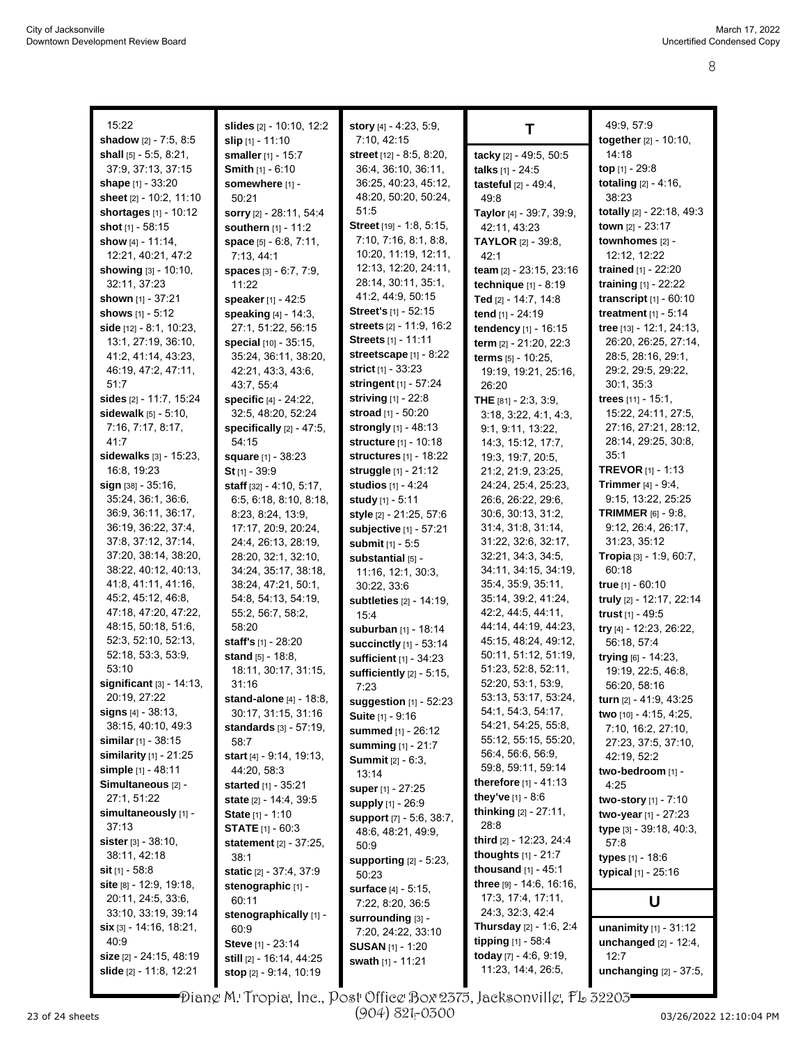15:22
**shadow** [2] - 7:5, 8:5
**shall** [5] - 5:5, 8:21, 37:9, 37:13, 37:15
**shape** [1] - 33:20
**sheet** [2] - 10:2, 11:10
**shortages** [1] - 10:12
**shot** [1] - 58:15
**show** [4] - 11:14, 12:21, 40:21, 47:2
**showing** [3] - 10:10, 32:11, 37:23
**shown** [1] - 37:21
**shows** [1] - 5:12
**side** [12] - 8:1, 10:23, 13:1, 27:19, 36:10, 41:2, 41:14, 43:23, 46:19, 47:2, 47:11, 51:7
**sides** [2] - 11:7, 15:24
**sidewalk** [5] - 5:10, 7:16, 7:17, 8:17, 41:7
**sidewalks** [3] - 15:23, 16:8, 19:23
**sign** [38] - 35:16, 35:24, 36:1, 36:6, 36:9, 36:11, 36:17, 36:19, 36:22, 37:4, 37:8, 37:12, 37:14, 37:20, 38:14, 38:20, 38:22, 40:12, 40:13, 41:8, 41:11, 41:16, 45:2, 45:12, 46:8, 47:18, 47:20, 47:22, 48:15, 50:18, 51:6, 52:3, 52:10, 52:13, 52:18, 53:3, 53:9, 53:10
**significant** [3] - 14:13, 20:19, 27:22
**signs** [4] - 38:13, 38:15, 40:10, 49:3
**similar** [1] - 38:15
**similarity** [1] - 21:25
**simple** [1] - 48:11
**Simultaneous** [2] - 27:1, 51:22
**simultaneously** [1] - 37:13
**sister** [3] - 38:10, 38:11, 42:18
**sit** [1] - 58:8
**site** [8] - 12:9, 19:18, 20:11, 24:5, 33:6, 33:10, 33:19, 39:14
**six** [3] - 14:16, 18:21, 40:9
**size** [2] - 24:15, 48:19
**slide** [2] - 11:8, 12:21
**slides** [2] - 10:10, 12:2
**slip** [1] - 11:10
**smaller** [1] - 15:7
**Smith** [1] - 6:10
**somewhere** [1] - 50:21
**sorry** [2] - 28:11, 54:4
**southern** [1] - 11:2
**space** [5] - 6:8, 7:11, 7:13, 44:1
**spaces** [3] - 6:7, 7:9, 11:22
**speaker** [1] - 42:5
**speaking** [4] - 14:3, 27:1, 51:22, 56:15
**special** [10] - 35:15, 35:24, 36:11, 38:20, 42:21, 43:3, 43:6, 43:7, 55:4
**specific** [4] - 24:22, 32:5, 48:20, 52:24
**specifically** [2] - 47:5, 54:15
**square** [1] - 38:23
**St** [1] - 39:9
**staff** [32] - 4:10, 5:17, 6:5, 6:18, 8:10, 8:18, 8:23, 8:24, 13:9, 17:17, 20:9, 20:24, 24:4, 26:13, 28:19, 28:20, 32:1, 32:10, 34:24, 35:17, 38:18, 38:24, 47:21, 50:1, 54:8, 54:13, 54:19, 55:2, 56:7, 58:2, 58:20
**staff's** [1] - 28:20
**stand** [5] - 18:8, 18:11, 30:17, 31:15, 31:16
**stand-alone** [4] - 18:8, 30:17, 31:15, 31:16
**standards** [3] - 57:19, 58:7
**start** [4] - 9:14, 19:13, 44:20, 58:3
**started** [1] - 35:21
**state** [2] - 14:4, 39:5
**State** [1] - 1:10
**STATE** [1] - 60:3
**statement** [2] - 37:25, 38:1
**static** [2] - 37:4, 37:9
**stenographic** [1] - 60:11
**stenographically** [1] - 60:9
**Steve** [1] - 23:14
**still** [2] - 16:14, 44:25
**stop** [2] - 9:14, 10:19
**story** [4] - 4:23, 5:9, 7:10, 42:15
**street** [12] - 8:5, 8:20, 36:4, 36:10, 36:11, 36:25, 40:23, 45:12, 48:20, 50:20, 50:24, 51:5
**Street** [19] - 1:8, 5:15, 7:10, 7:16, 8:1, 8:8, 10:20, 11:19, 12:11, 12:13, 12:20, 24:11, 28:14, 30:11, 35:1, 41:2, 44:9, 50:15
**Street's** [1] - 52:15
**streets** [2] - 11:9, 16:2
**Streets** [1] - 11:11
**streetscape** [1] - 8:22
**strict** [1] - 33:23
**stringent** [1] - 57:24
**striving** [1] - 22:8
**stroad** [1] - 50:20
**strongly** [1] - 48:13
**structure** [1] - 10:18
**structures** [1] - 18:22
**struggle** [1] - 21:12
**studios** [1] - 4:24
**study** [1] - 5:11
**style** [2] - 21:25, 57:6
**subjective** [1] - 57:21
**submit** [1] - 5:5
**substantial** [5] - 11:16, 12:1, 30:3, 30:22, 33:6
**subtleties** [2] - 14:19, 15:4
**suburban** [1] - 18:14
**succinctly** [1] - 53:14
**sufficient** [1] - 34:23
**sufficiently** [2] - 5:15, 7:23
**suggestion** [1] - 52:23
**Suite** [1] - 9:16
**summed** [1] - 26:12
**summing** [1] - 21:7
**Summit** [2] - 6:3, 13:14
**super** [1] - 27:25
**supply** [1] - 26:9
**support** [7] - 5:6, 38:7, 48:6, 48:21, 49:9, 50:9
**supporting** [2] - 5:23, 50:23
**surface** [4] - 5:15, 7:22, 8:20, 36:5
**surrounding** [3] - 7:20, 24:22, 33:10
**SUSAN** [1] - 1:20
**swath** [1] - 11:21

## T

**tacky** [2] - 49:5, 50:5
**talks** [1] - 24:5
**tasteful** [2] - 49:4, 49:8
**Taylor** [4] - 39:7, 39:9, 42:11, 43:23
**TAYLOR** [2] - 39:8, 42:1
**team** [2] - 23:15, 23:16
**technique** [1] - 8:19
**Ted** [2] - 14:7, 14:8
**tend** [1] - 24:19
**tendency** [1] - 16:15
**term** [2] - 21:20, 22:3
**terms** [5] - 10:25, 19:19, 19:21, 25:16, 26:20
**THE** [81] - 2:3, 3:9, 3:18, 3:22, 4:1, 4:3, 9:1, 9:11, 13:22, 14:3, 15:12, 17:7, 19:3, 19:7, 20:5, 21:2, 21:9, 23:25, 24:24, 25:4, 25:23, 26:6, 26:22, 29:6, 30:6, 30:13, 31:2, 31:4, 31:8, 31:14, 31:22, 32:6, 32:17, 32:21, 34:3, 34:5, 34:11, 34:15, 34:19, 35:4, 35:9, 35:11, 35:14, 39:2, 41:24, 42:2, 44:5, 44:11, 44:14, 44:19, 44:23, 45:15, 48:24, 49:12, 50:11, 51:12, 51:19, 51:23, 52:8, 52:11, 52:20, 53:1, 53:9, 53:13, 53:17, 53:24, 54:1, 54:3, 54:17, 54:21, 54:25, 55:8, 55:12, 55:15, 55:20, 56:4, 56:6, 56:9, 59:8, 59:11, 59:14
**therefore** [1] - 41:13
**they've** [1] - 8:6
**thinking** [2] - 27:11, 28:8
**third** [2] - 12:23, 24:4
**thoughts** [1] - 21:7
**thousand** [1] - 45:1
**three** [9] - 14:6, 16:16, 17:3, 17:4, 17:11, 24:3, 32:3, 42:4
**Thursday** [2] - 1:6, 2:4
**tipping** [1] - 58:4
**today** [7] - 4:6, 9:19, 11:23, 14:4, 26:5, 49:9, 57:9
**together** [2] - 10:10, 14:18
**top** [1] - 29:8
**totaling** [2] - 4:16, 38:23
**totally** [2] - 22:18, 49:3
**town** [2] - 23:17
**townhomes** [2] - 12:12, 12:22
**trained** [1] - 22:20
**training** [1] - 22:22
**transcript** [1] - 60:10
**treatment** [1] - 5:14
**tree** [13] - 12:1, 24:13, 26:20, 26:25, 27:14, 28:5, 28:16, 29:1, 29:2, 29:5, 29:22, 30:1, 35:3
**trees** [11] - 15:1, 15:22, 24:11, 27:5, 27:16, 27:21, 28:12, 28:14, 29:25, 30:8, 35:1
**TREVOR** [1] - 1:13
**Trimmer** [4] - 9:4, 9:15, 13:22, 25:25
**TRIMMER** [6] - 9:8, 9:12, 26:4, 26:17, 31:23, 35:12
**Tropia** [3] - 1:9, 60:7, 60:18
**true** [1] - 60:10
**truly** [2] - 12:17, 22:14
**trust** [1] - 49:5
**try** [4] - 12:23, 26:22, 56:18, 57:4
**trying** [6] - 14:23, 19:19, 22:5, 46:8, 56:20, 58:16
**turn** [2] - 41:9, 43:25
**two** [10] - 4:15, 4:25, 7:10, 16:2, 27:10, 27:23, 37:5, 37:10, 42:19, 52:2
**two-bedroom** [1] - 4:25
**two-story** [1] - 7:10
**two-year** [1] - 27:23
**type** [3] - 39:18, 40:3, 57:8
**types** [1] - 18:6
**typical** [1] - 25:16

## U

**unanimity** [1] - 31:12
**unchanged** [2] - 12:4, 12:7
**unchanging** [2] - 37:5,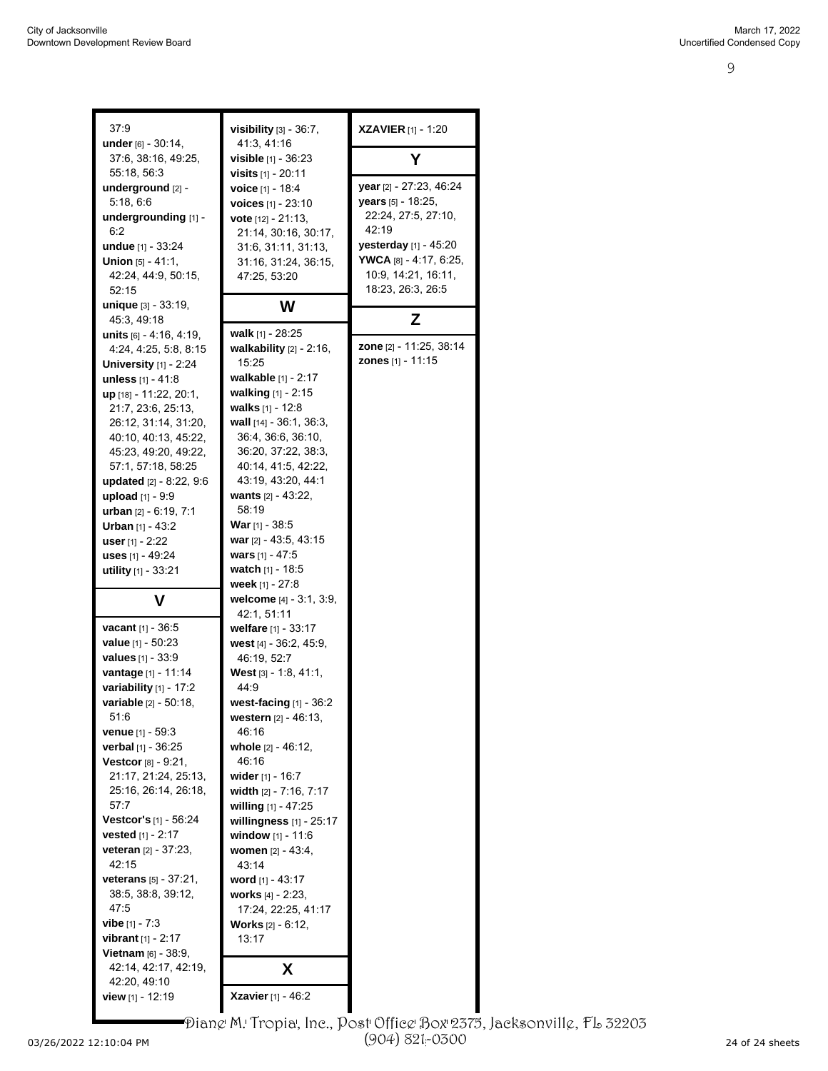37:9

**under** [6] - 30:14, 37:6, 38:16, 49:25, 55:18, 56:3

**underground** [2] - 5:18, 6:6

**undergrounding** [1] - 6:2

**undue** [1] - 33:24

**Union** [5] - 41:1, 42:24, 44:9, 50:15, 52:15

**unique** [3] - 33:19, 45:3, 49:18

**units** [6] - 4:16, 4:19, 4:24, 4:25, 5:8, 8:15

**University** [1] - 2:24

**unless** [1] - 41:8

**up** [18] - 11:22, 20:1, 21:7, 23:6, 25:13, 26:12, 31:14, 31:20, 40:10, 40:13, 45:22, 45:23, 49:20, 49:22, 57:1, 57:18, 58:25

**updated** [2] - 8:22, 9:6

**upload** [1] - 9:9

**urban** [2] - 6:19, 7:1

**Urban** [1] - 43:2

**user** [1] - 2:22

**uses** [1] - 49:24

**utility** [1] - 33:21

## V

**vacant** [1] - 36:5

**value** [1] - 50:23

**values** [1] - 33:9

**vantage** [1] - 11:14

**variability** [1] - 17:2

**variable** [2] - 50:18, 51:6

**venue** [1] - 59:3

**verbal** [1] - 36:25

**Vestcor** [8] - 9:21, 21:17, 21:24, 25:13, 25:16, 26:14, 26:18, 57:7

**Vestcor's** [1] - 56:24

**vested** [1] - 2:17

**veteran** [2] - 37:23, 42:15

**veterans** [5] - 37:21, 38:5, 38:8, 39:12, 47:5

**vibe** [1] - 7:3

**vibrant** [1] - 2:17

**Vietnam** [6] - 38:9, 42:14, 42:17, 42:19, 42:20, 49:10

**view** [1] - 12:19

**visibility** [3] - 36:7, 41:3, 41:16

**visible** [1] - 36:23

**visits** [1] - 20:11

**voice** [1] - 18:4

**voices** [1] - 23:10

**vote** [12] - 21:13, 21:14, 30:16, 30:17, 31:6, 31:11, 31:13, 31:16, 31:24, 36:15, 47:25, 53:20

## W

**walk** [1] - 28:25

**walkability** [2] - 2:16, 15:25

**walkable** [1] - 2:17

**walking** [1] - 2:15

**walks** [1] - 12:8

**wall** [14] - 36:1, 36:3, 36:4, 36:6, 36:10, 36:20, 37:22, 38:3, 40:14, 41:5, 42:22, 43:19, 43:20, 44:1

**wants** [2] - 43:22, 58:19

**War** [1] - 38:5

**war** [2] - 43:5, 43:15

**wars** [1] - 47:5

**watch** [1] - 18:5

**week** [1] - 27:8

**welcome** [4] - 3:1, 3:9, 42:1, 51:11

**welfare** [1] - 33:17

**west** [4] - 36:2, 45:9, 46:19, 52:7

**West** [3] - 1:8, 41:1, 44:9

**west-facing** [1] - 36:2

**western** [2] - 46:13, 46:16

**whole** [2] - 46:12, 46:16

**wider** [1] - 16:7

**width** [2] - 7:16, 7:17

**willing** [1] - 47:25

**willingness** [1] - 25:17

**window** [1] - 11:6

**women** [2] - 43:4, 43:14

**word** [1] - 43:17

**works** [4] - 2:23, 17:24, 22:25, 41:17

**Works** [2] - 6:12, 13:17

## X

**Xzavier** [1] - 46:2

**XZAVIER** [1] - 1:20

## Y

**year** [2] - 27:23, 46:24

**years** [5] - 18:25, 22:24, 27:5, 27:10, 42:19

**yesterday** [1] - 45:20

**YWCA** [8] - 4:17, 6:25, 10:9, 14:21, 16:11, 18:23, 26:3, 26:5

## Z

**zone** [2] - 11:25, 38:14

**zones** [1] - 11:15